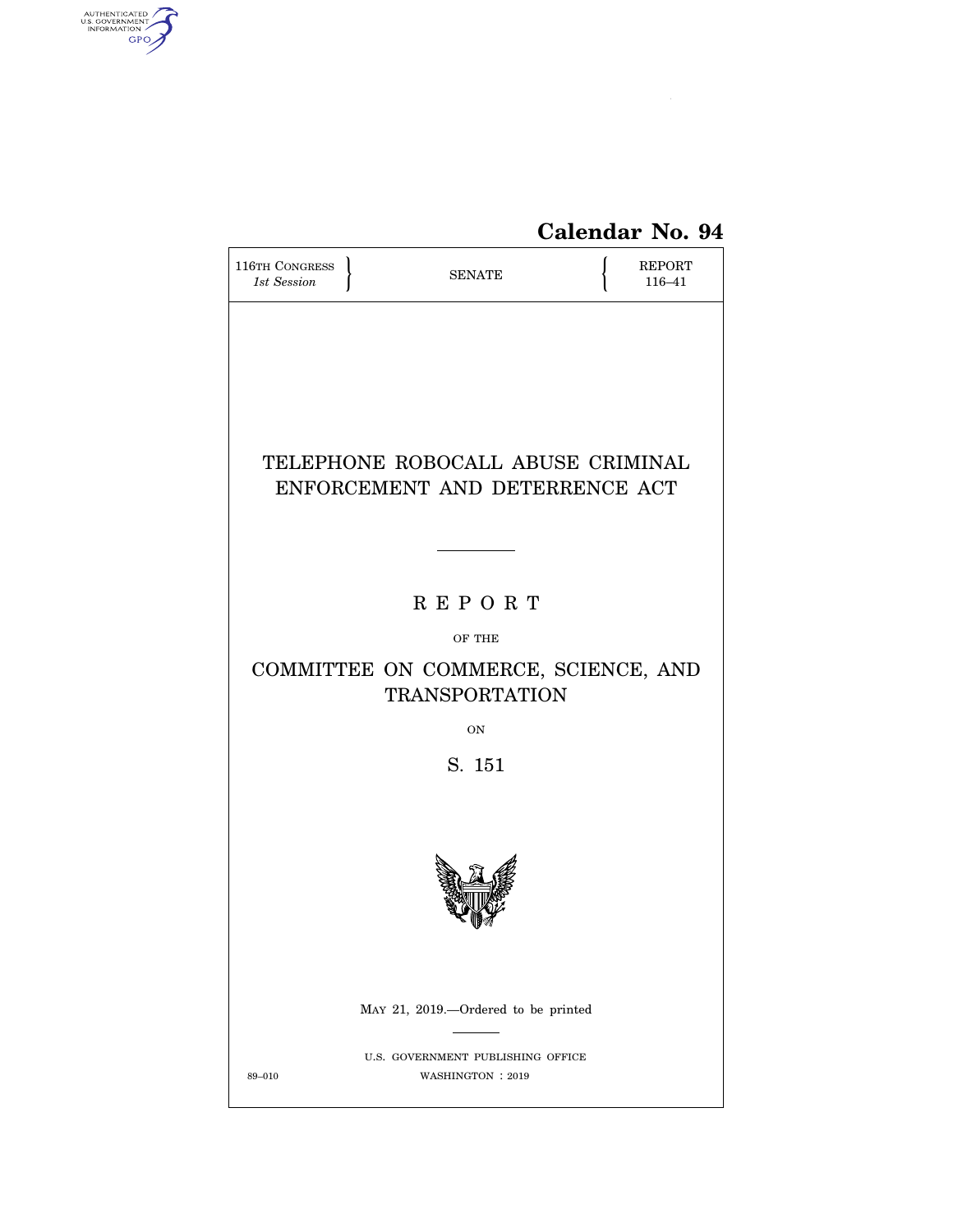Calendar No. 94

116TH CONGRESS
*1st Session*

SENATE

REPORT
116–41

# TELEPHONE ROBOCALL ABUSE CRIMINAL ENFORCEMENT AND DETERRENCE ACT

---

## REPORT

OF THE

## COMMITTEE ON COMMERCE, SCIENCE, AND TRANSPORTATION

ON

## S. 151

MAY 21, 2019.—Ordered to be printed

---

U.S. GOVERNMENT PUBLISHING OFFICE

89–010 WASHINGTON : 2019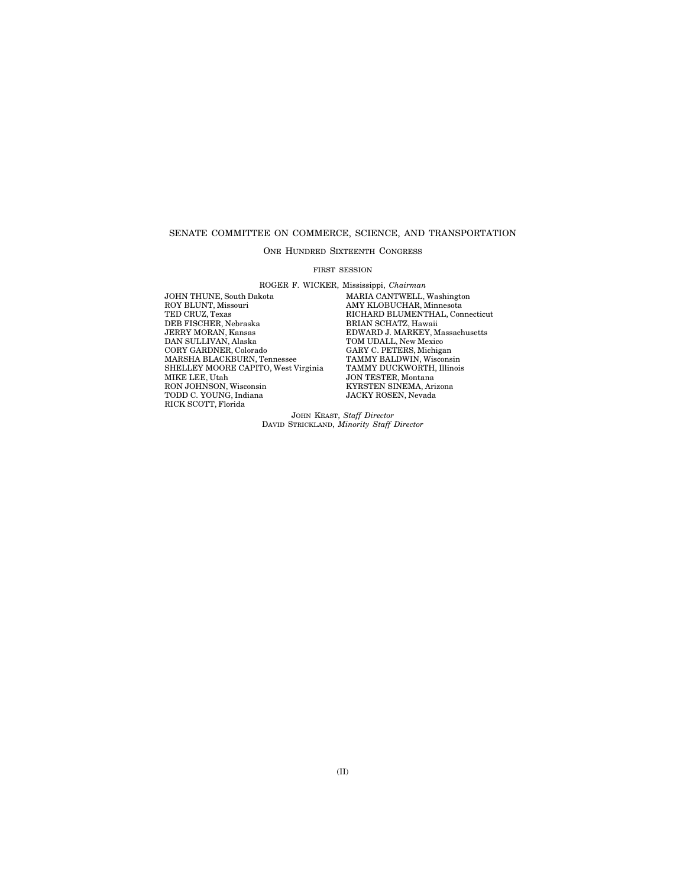SENATE COMMITTEE ON COMMERCE, SCIENCE, AND TRANSPORTATION

ONE HUNDRED SIXTEENTH CONGRESS

FIRST SESSION

ROGER F. WICKER, Mississippi, *Chairman*

JOHN THUNE, South Dakota
ROY BLUNT, Missouri
TED CRUZ, Texas
DEB FISCHER, Nebraska
JERRY MORAN, Kansas
DAN SULLIVAN, Alaska
CORY GARDNER, Colorado
MARSHA BLACKBURN, Tennessee
SHELLEY MOORE CAPITO, West Virginia
MIKE LEE, Utah
RON JOHNSON, Wisconsin
TODD C. YOUNG, Indiana
RICK SCOTT, Florida

MARIA CANTWELL, Washington
AMY KLOBUCHAR, Minnesota
RICHARD BLUMENTHAL, Connecticut
BRIAN SCHATZ, Hawaii
EDWARD J. MARKEY, Massachusetts
TOM UDALL, New Mexico
GARY C. PETERS, Michigan
TAMMY BALDWIN, Wisconsin
TAMMY DUCKWORTH, Illinois
JON TESTER, Montana
KYRSTEN SINEMA, Arizona
JACKY ROSEN, Nevada

JOHN KEAST, *Staff Director*
DAVID STRICKLAND, *Minority Staff Director*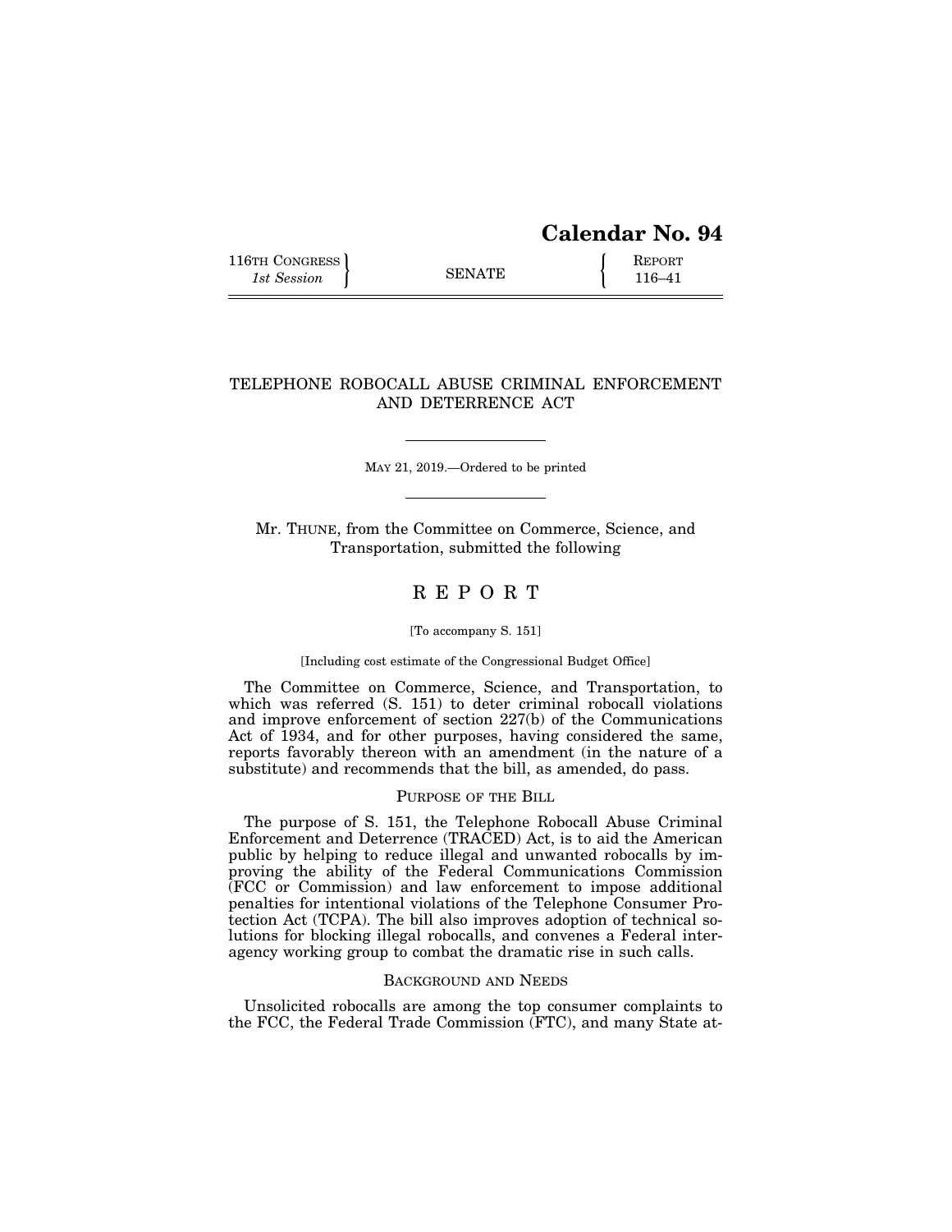# Calendar No. 94

116TH CONGRESS
*1st Session*

SENATE

REPORT
116–41

## TELEPHONE ROBOCALL ABUSE CRIMINAL ENFORCEMENT AND DETERRENCE ACT

MAY 21, 2019.—Ordered to be printed

Mr. THUNE, from the Committee on Commerce, Science, and Transportation, submitted the following

## R E P O R T

[To accompany S. 151]

[Including cost estimate of the Congressional Budget Office]

The Committee on Commerce, Science, and Transportation, to which was referred (S. 151) to deter criminal robocall violations and improve enforcement of section 227(b) of the Communications Act of 1934, and for other purposes, having considered the same, reports favorably thereon with an amendment (in the nature of a substitute) and recommends that the bill, as amended, do pass.

### PURPOSE OF THE BILL

The purpose of S. 151, the Telephone Robocall Abuse Criminal Enforcement and Deterrence (TRACED) Act, is to aid the American public by helping to reduce illegal and unwanted robocalls by improving the ability of the Federal Communications Commission (FCC or Commission) and law enforcement to impose additional penalties for intentional violations of the Telephone Consumer Protection Act (TCPA). The bill also improves adoption of technical solutions for blocking illegal robocalls, and convenes a Federal interagency working group to combat the dramatic rise in such calls.

### BACKGROUND AND NEEDS

Unsolicited robocalls are among the top consumer complaints to the FCC, the Federal Trade Commission (FTC), and many State at-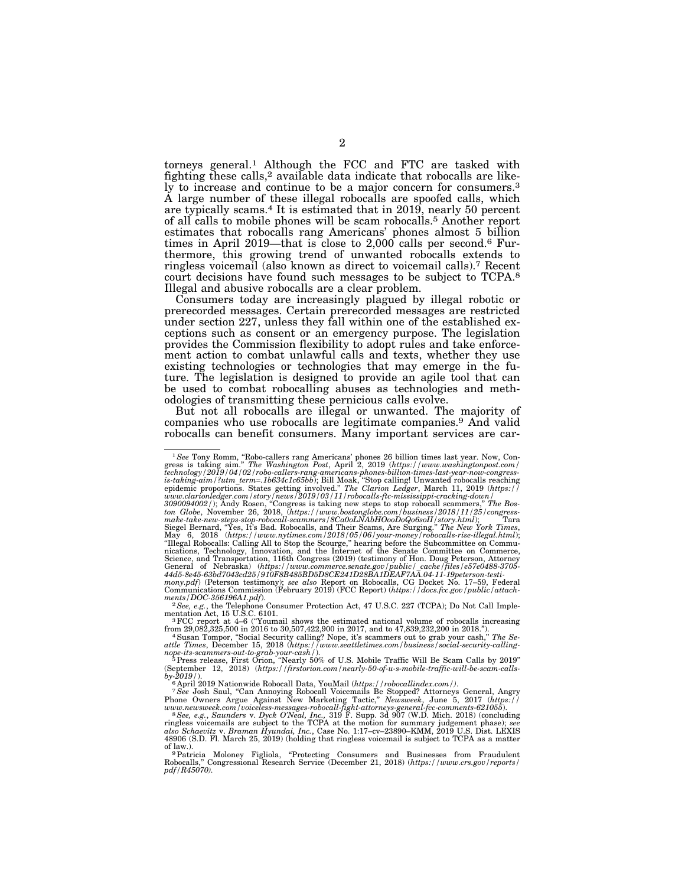torneys general.[1] Although the FCC and FTC are tasked with fighting these calls,[2] available data indicate that robocalls are likely to increase and continue to be a major concern for consumers.[3] A large number of these illegal robocalls are spoofed calls, which are typically scams.[4] It is estimated that in 2019, nearly 50 percent of all calls to mobile phones will be scam robocalls.[5] Another report estimates that robocalls rang Americans' phones almost 5 billion times in April 2019—that is close to 2,000 calls per second.[6] Furthermore, this growing trend of unwanted robocalls extends to ringless voicemail (also known as direct to voicemail calls).[7] Recent court decisions have found such messages to be subject to TCPA.[8] Illegal and abusive robocalls are a clear problem.

Consumers today are increasingly plagued by illegal robotic or prerecorded messages. Certain prerecorded messages are restricted under section 227, unless they fall within one of the established exceptions such as consent or an emergency purpose. The legislation provides the Commission flexibility to adopt rules and take enforcement action to combat unlawful calls and texts, whether they use existing technologies or technologies that may emerge in the future. The legislation is designed to provide an agile tool that can be used to combat robocalling abuses as technologies and methodologies of transmitting these pernicious calls evolve.

But not all robocalls are illegal or unwanted. The majority of companies who use robocalls are legitimate companies.[9] And valid robocalls can benefit consumers. Many important services are car-

---

[1] *See* Tony Romm, "Robo-callers rang Americans' phones 26 billion times last year. Now, Congress is taking aim." *The Washington Post*, April 2, 2019 (*https://www.washingtonpost.com/technology/2019/04/02/robo-callers-rang-americans-phones-billion-times-last-year-now-congress-is-taking-aim/?utm_term=.1b634c1c65bb*); Bill Moak, "Stop calling! Unwanted robocalls reaching epidemic proportions. States getting involved." *The Clarion Ledger*, March 11, 2019 (*https://www.clarionledger.com/story/news/2019/03/11/robocalls-ftc-mississippi-cracking-down/3090094002/*); Andy Rosen, "Congress is taking new steps to stop robocall scammers," *The Boston Globe*, November 26, 2018, (*https://www.bostonglobe.com/business/2018/11/25/congress-make-take-new-steps-stop-robocall-scammers/8Ca0oLNAbHOooDoQo6soII/story.html*); Tara Siegel Bernard, "Yes, It's Bad. Robocalls, and Their Scams, Are Surging." *The New York Times*, May 6, 2018 (*https://www.nytimes.com/2018/05/06/your-money/robocalls-rise-illegal.html*); "Illegal Robocalls: Calling All to Stop the Scourge," hearing before the Subcommittee on Communications, Technology, Innovation, and the Internet of the Senate Committee on Commerce, Science, and Transportation, 116th Congress (2019) (testimony of Hon. Doug Peterson, Attorney General of Nebraska) (*https://www.commerce.senate.gov/public/_cache/files/e57e0488-3705-44d5-8e45-63bd7043cd25/910F8B485BD5D8CE241D28BA1DEAF7AA.04-11-19peterson-testimony.pdf*) (Peterson testimony); *see also* Report on Robocalls, CG Docket No. 17–59, Federal Communications Commission (February 2019) (FCC Report) (*https://docs.fcc.gov/public/attachments/DOC-356196A1.pdf*).

[2] *See, e.g.*, the Telephone Consumer Protection Act, 47 U.S.C. 227 (TCPA); Do Not Call Implementation Act, 15 U.S.C. 6101.

[3] FCC report at 4–6 ("Youmail shows the estimated national volume of robocalls increasing from 29,082,325,500 in 2016 to 30,507,422,900 in 2017, and to 47,839,232,200 in 2018.").

[4] Susan Tompor, "Social Security calling? Nope, it's scammers out to grab your cash," *The Seattle Times*, December 15, 2018 (*https://www.seattletimes.com/business/social-security-calling-nope-its-scammers-out-to-grab-your-cash/*).

[5] Press release, First Orion, "Nearly 50% of U.S. Mobile Traffic Will Be Scam Calls by 2019" (September 12, 2018) (*https://firstorion.com/nearly-50-of-u-s-mobile-traffic-will-be-scam-calls-by-2019/*).

[6] April 2019 Nationwide Robocall Data, YouMail (*https://robocallindex.com/*).

[7] *See* Josh Saul, "Can Annoying Robocall Voicemails Be Stopped? Attorneys General, Angry Phone Owners Argue Against New Marketing Tactic," *Newsweek*, June 5, 2017 (*https://www.newsweek.com/voiceless-messages-robocall-fight-attorneys-general-fcc-comments-621055*).

[8] *See, e.g.*, *Saunders* v. *Dyck O'Neal, Inc.,* 319 F. Supp. 3d 907 (W.D. Mich. 2018) (concluding ringless voicemails are subject to the TCPA at the motion for summary judgement phase); *see also Schaevitz* v. *Braman Hyundai, Inc.*, Case No. 1:17–cv–23890–KMM, 2019 U.S. Dist. LEXIS 48906 (S.D. Fl. March 25, 2019) (holding that ringless voicemail is subject to TCPA as a matter of law.).

[9] Patricia Moloney Figliola, "Protecting Consumers and Businesses from Fraudulent Robocalls," Congressional Research Service (December 21, 2018) (*https://www.crs.gov/reports/pdf/R45070).*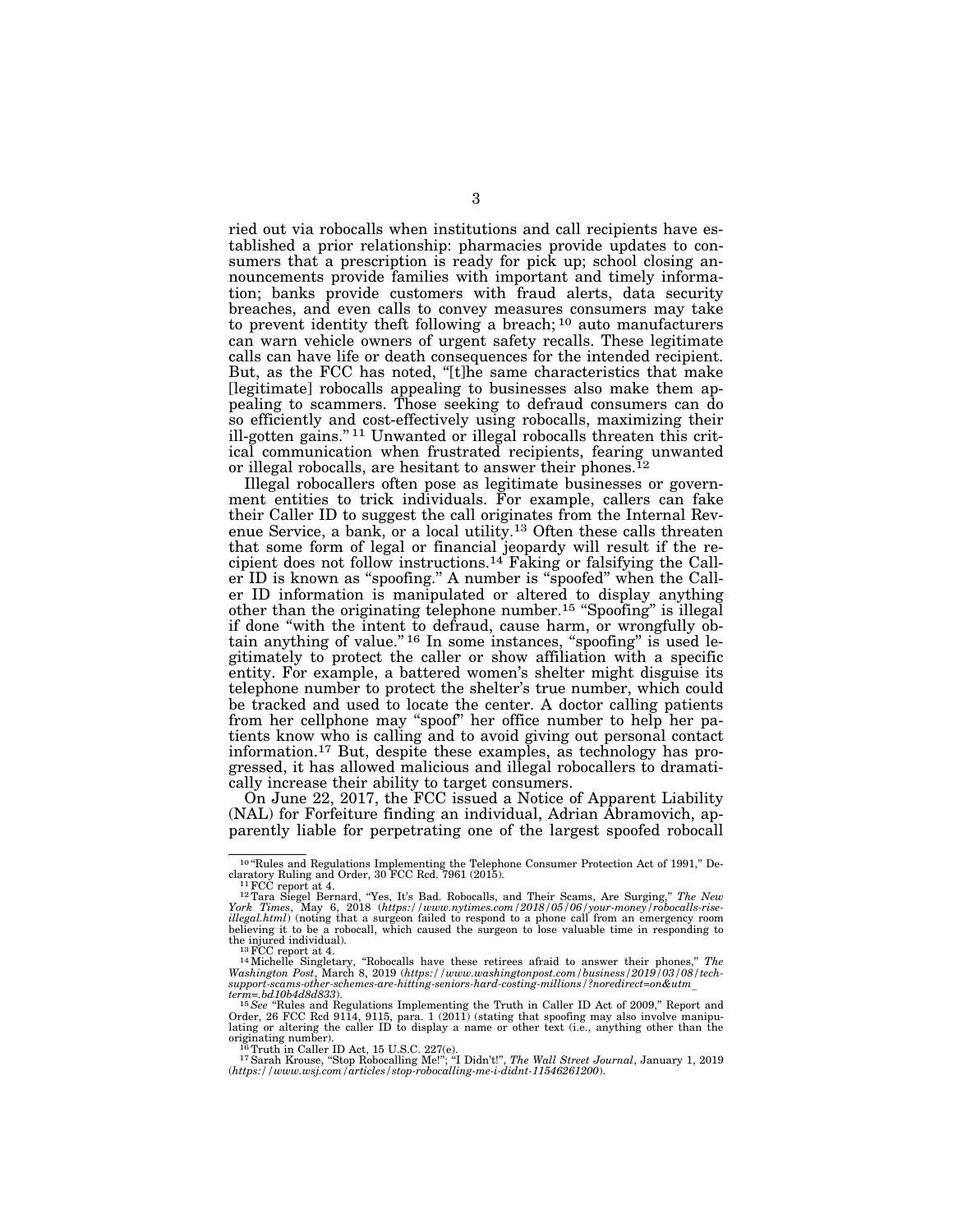ried out via robocalls when institutions and call recipients have established a prior relationship: pharmacies provide updates to consumers that a prescription is ready for pick up; school closing announcements provide families with important and timely information; banks provide customers with fraud alerts, data security breaches, and even calls to convey measures consumers may take to prevent identity theft following a breach;[10] auto manufacturers can warn vehicle owners of urgent safety recalls. These legitimate calls can have life or death consequences for the intended recipient. But, as the FCC has noted, "[t]he same characteristics that make [legitimate] robocalls appealing to businesses also make them appealing to scammers. Those seeking to defraud consumers can do so efficiently and cost-effectively using robocalls, maximizing their ill-gotten gains."[11] Unwanted or illegal robocalls threaten this critical communication when frustrated recipients, fearing unwanted or illegal robocalls, are hesitant to answer their phones.[12]

Illegal robocallers often pose as legitimate businesses or government entities to trick individuals. For example, callers can fake their Caller ID to suggest the call originates from the Internal Revenue Service, a bank, or a local utility.[13] Often these calls threaten that some form of legal or financial jeopardy will result if the recipient does not follow instructions.[14] Faking or falsifying the Caller ID is known as "spoofing." A number is "spoofed" when the Caller ID information is manipulated or altered to display anything other than the originating telephone number.[15] "Spoofing" is illegal if done "with the intent to defraud, cause harm, or wrongfully obtain anything of value."[16] In some instances, "spoofing" is used legitimately to protect the caller or show affiliation with a specific entity. For example, a battered women's shelter might disguise its telephone number to protect the shelter's true number, which could be tracked and used to locate the center. A doctor calling patients from her cellphone may "spoof" her office number to help her patients know who is calling and to avoid giving out personal contact information.[17] But, despite these examples, as technology has progressed, it has allowed malicious and illegal robocallers to dramatically increase their ability to target consumers.

On June 22, 2017, the FCC issued a Notice of Apparent Liability (NAL) for Forfeiture finding an individual, Adrian Abramovich, apparently liable for perpetrating one of the largest spoofed robocall

---

[10] "Rules and Regulations Implementing the Telephone Consumer Protection Act of 1991," Declaratory Ruling and Order, 30 FCC Rcd. 7961 (2015).

[11] FCC report at 4.

[12] Tara Siegel Bernard, "Yes, It's Bad. Robocalls, and Their Scams, Are Surging," *The New York Times*, May 6, 2018 (*https://www.nytimes.com/2018/05/06/your-money/robocalls-rise-illegal.html*) (noting that a surgeon failed to respond to a phone call from an emergency room believing it to be a robocall, which caused the surgeon to lose valuable time in responding to the injured individual).

[13] FCC report at 4.

[14] Michelle Singletary, "Robocalls have these retirees afraid to answer their phones," *The Washington Post*, March 8, 2019 (*https://www.washingtonpost.com/business/2019/03/08/tech-support-scams-other-schemes-are-hitting-seniors-hard-costing-millions/?noredirect=on&utm_term=.bd10b4d8d833*).

[15] *See* "Rules and Regulations Implementing the Truth in Caller ID Act of 2009," Report and Order, 26 FCC Rcd 9114, 9115, para. 1 (2011) (stating that spoofing may also involve manipulating or altering the caller ID to display a name or other text (i.e., anything other than the originating number).

[16] Truth in Caller ID Act, 15 U.S.C. 227(e).

[17] Sarah Krouse, "Stop Robocalling Me!"; "I Didn't!", *The Wall Street Journal*, January 1, 2019 (*https://www.wsj.com/articles/stop-robocalling-me-i-didnt-11546261200*).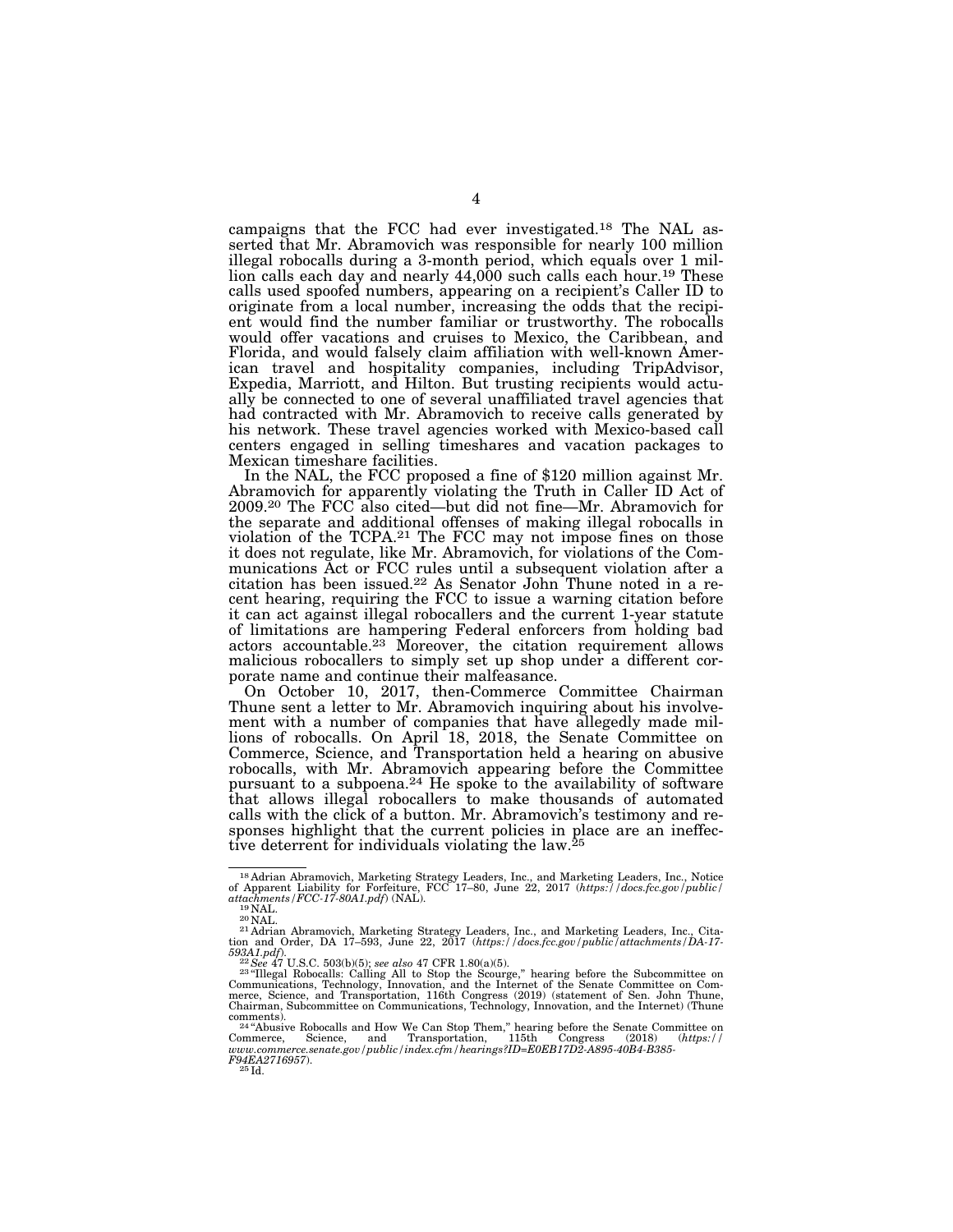campaigns that the FCC had ever investigated.[18] The NAL asserted that Mr. Abramovich was responsible for nearly 100 million illegal robocalls during a 3-month period, which equals over 1 million calls each day and nearly 44,000 such calls each hour.[19] These calls used spoofed numbers, appearing on a recipient's Caller ID to originate from a local number, increasing the odds that the recipient would find the number familiar or trustworthy. The robocalls would offer vacations and cruises to Mexico, the Caribbean, and Florida, and would falsely claim affiliation with well-known American travel and hospitality companies, including TripAdvisor, Expedia, Marriott, and Hilton. But trusting recipients would actually be connected to one of several unaffiliated travel agencies that had contracted with Mr. Abramovich to receive calls generated by his network. These travel agencies worked with Mexico-based call centers engaged in selling timeshares and vacation packages to Mexican timeshare facilities.

In the NAL, the FCC proposed a fine of $120 million against Mr. Abramovich for apparently violating the Truth in Caller ID Act of 2009.[20] The FCC also cited—but did not fine—Mr. Abramovich for the separate and additional offenses of making illegal robocalls in violation of the TCPA.[21] The FCC may not impose fines on those it does not regulate, like Mr. Abramovich, for violations of the Communications Act or FCC rules until a subsequent violation after a citation has been issued.[22] As Senator John Thune noted in a recent hearing, requiring the FCC to issue a warning citation before it can act against illegal robocallers and the current 1-year statute of limitations are hampering Federal enforcers from holding bad actors accountable.[23] Moreover, the citation requirement allows malicious robocallers to simply set up shop under a different corporate name and continue their malfeasance.

On October 10, 2017, then-Commerce Committee Chairman Thune sent a letter to Mr. Abramovich inquiring about his involvement with a number of companies that have allegedly made millions of robocalls. On April 18, 2018, the Senate Committee on Commerce, Science, and Transportation held a hearing on abusive robocalls, with Mr. Abramovich appearing before the Committee pursuant to a subpoena.[24] He spoke to the availability of software that allows illegal robocallers to make thousands of automated calls with the click of a button. Mr. Abramovich's testimony and responses highlight that the current policies in place are an ineffective deterrent for individuals violating the law.[25]

---

[18] Adrian Abramovich, Marketing Strategy Leaders, Inc., and Marketing Leaders, Inc., Notice of Apparent Liability for Forfeiture, FCC 17–80, June 22, 2017 (*https://docs.fcc.gov/public/attachments/FCC-17-80A1.pdf*) (NAL).

[19] NAL.

[20] NAL.

[21] Adrian Abramovich, Marketing Strategy Leaders, Inc., and Marketing Leaders, Inc., Citation and Order, DA 17–593, June 22, 2017 (*https://docs.fcc.gov/public/attachments/DA-17-593A1.pdf*).

[22] *See* 47 U.S.C. 503(b)(5); *see also* 47 CFR 1.80(a)(5).

[23] "Illegal Robocalls: Calling All to Stop the Scourge," hearing before the Subcommittee on Communications, Technology, Innovation, and the Internet of the Senate Committee on Commerce, Science, and Transportation, 116th Congress (2019) (statement of Sen. John Thune, Chairman, Subcommittee on Communications, Technology, Innovation, and the Internet) (Thune comments).

[24] "Abusive Robocalls and How We Can Stop Them," hearing before the Senate Committee on Commerce, Science, and Transportation, 115th Congress (2018) (*https://www.commerce.senate.gov/public/index.cfm/hearings?ID=E0EB17D2-A895-40B4-B385-F94EA2716957*).

[25] Id.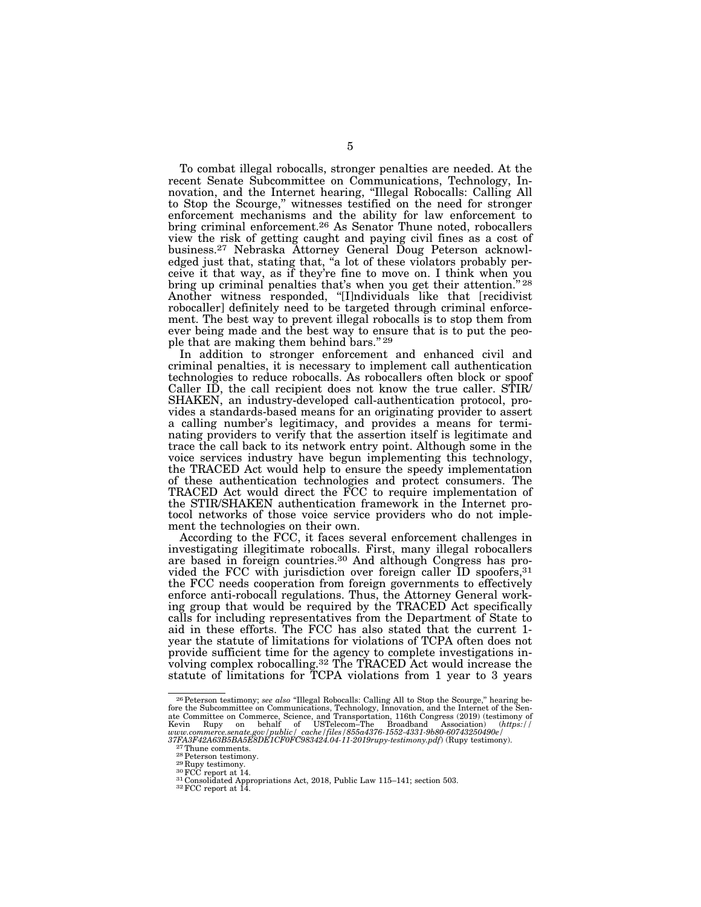To combat illegal robocalls, stronger penalties are needed. At the recent Senate Subcommittee on Communications, Technology, Innovation, and the Internet hearing, "Illegal Robocalls: Calling All to Stop the Scourge," witnesses testified on the need for stronger enforcement mechanisms and the ability for law enforcement to bring criminal enforcement.[26] As Senator Thune noted, robocallers view the risk of getting caught and paying civil fines as a cost of business.[27] Nebraska Attorney General Doug Peterson acknowledged just that, stating that, "a lot of these violators probably perceive it that way, as if they're fine to move on. I think when you bring up criminal penalties that's when you get their attention."[28] Another witness responded, "[I]ndividuals like that [recidivist robocaller] definitely need to be targeted through criminal enforcement. The best way to prevent illegal robocalls is to stop them from ever being made and the best way to ensure that is to put the people that are making them behind bars."[29]

In addition to stronger enforcement and enhanced civil and criminal penalties, it is necessary to implement call authentication technologies to reduce robocalls. As robocallers often block or spoof Caller ID, the call recipient does not know the true caller. STIR/SHAKEN, an industry-developed call-authentication protocol, provides a standards-based means for an originating provider to assert a calling number's legitimacy, and provides a means for terminating providers to verify that the assertion itself is legitimate and trace the call back to its network entry point. Although some in the voice services industry have begun implementing this technology, the TRACED Act would help to ensure the speedy implementation of these authentication technologies and protect consumers. The TRACED Act would direct the FCC to require implementation of the STIR/SHAKEN authentication framework in the Internet protocol networks of those voice service providers who do not implement the technologies on their own.

According to the FCC, it faces several enforcement challenges in investigating illegitimate robocalls. First, many illegal robocallers are based in foreign countries.[30] And although Congress has provided the FCC with jurisdiction over foreign caller ID spoofers,[31] the FCC needs cooperation from foreign governments to effectively enforce anti-robocall regulations. Thus, the Attorney General working group that would be required by the TRACED Act specifically calls for including representatives from the Department of State to aid in these efforts. The FCC has also stated that the current 1-year the statute of limitations for violations of TCPA often does not provide sufficient time for the agency to complete investigations involving complex robocalling.[32] The TRACED Act would increase the statute of limitations for TCPA violations from 1 year to 3 years

---

[26] Peterson testimony; *see also* "Illegal Robocalls: Calling All to Stop the Scourge," hearing before the Subcommittee on Communications, Technology, Innovation, and the Internet of the Senate Committee on Commerce, Science, and Transportation, 116th Congress (2019) (testimony of Kevin Rupy on behalf of USTelecom–The Broadband Association) (*https://www.commerce.senate.gov/public/_cache/files/855a4376-1552-4331-9b80-60743250490e/37FA3F42A63B5BA5E8DE1CF0FC983424.04-11-2019rupy-testimony.pdf*) (Rupy testimony).

[27] Thune comments.

[28] Peterson testimony.

[29] Rupy testimony.

[30] FCC report at 14.

[31] Consolidated Appropriations Act, 2018, Public Law 115–141; section 503.

[32] FCC report at 14.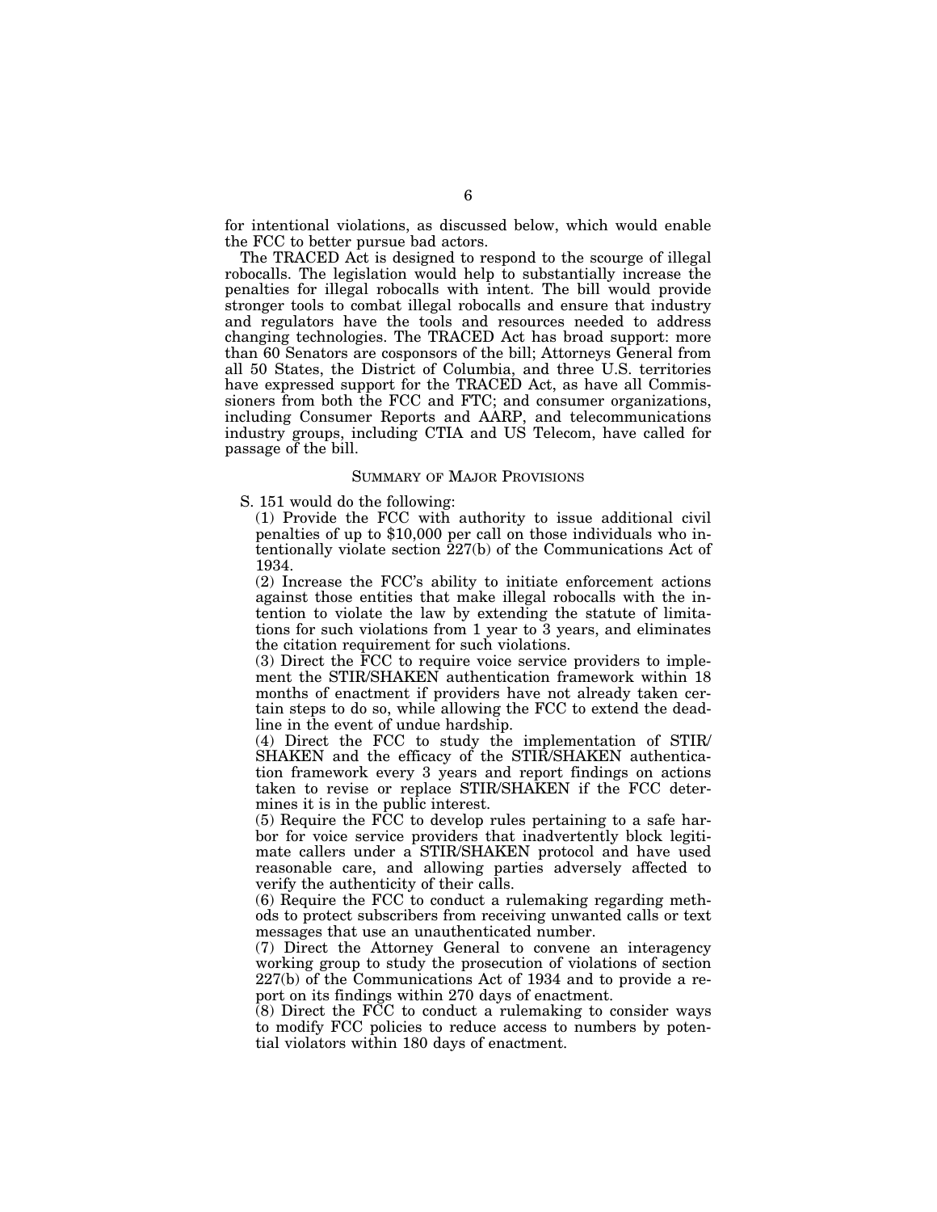for intentional violations, as discussed below, which would enable the FCC to better pursue bad actors.

The TRACED Act is designed to respond to the scourge of illegal robocalls. The legislation would help to substantially increase the penalties for illegal robocalls with intent. The bill would provide stronger tools to combat illegal robocalls and ensure that industry and regulators have the tools and resources needed to address changing technologies. The TRACED Act has broad support: more than 60 Senators are cosponsors of the bill; Attorneys General from all 50 States, the District of Columbia, and three U.S. territories have expressed support for the TRACED Act, as have all Commissioners from both the FCC and FTC; and consumer organizations, including Consumer Reports and AARP, and telecommunications industry groups, including CTIA and US Telecom, have called for passage of the bill.

## SUMMARY OF MAJOR PROVISIONS

S. 151 would do the following:

(1) Provide the FCC with authority to issue additional civil penalties of up to $10,000 per call on those individuals who intentionally violate section 227(b) of the Communications Act of 1934.

(2) Increase the FCC's ability to initiate enforcement actions against those entities that make illegal robocalls with the intention to violate the law by extending the statute of limitations for such violations from 1 year to 3 years, and eliminates the citation requirement for such violations.

(3) Direct the FCC to require voice service providers to implement the STIR/SHAKEN authentication framework within 18 months of enactment if providers have not already taken certain steps to do so, while allowing the FCC to extend the deadline in the event of undue hardship.

(4) Direct the FCC to study the implementation of STIR/SHAKEN and the efficacy of the STIR/SHAKEN authentication framework every 3 years and report findings on actions taken to revise or replace STIR/SHAKEN if the FCC determines it is in the public interest.

(5) Require the FCC to develop rules pertaining to a safe harbor for voice service providers that inadvertently block legitimate callers under a STIR/SHAKEN protocol and have used reasonable care, and allowing parties adversely affected to verify the authenticity of their calls.

(6) Require the FCC to conduct a rulemaking regarding methods to protect subscribers from receiving unwanted calls or text messages that use an unauthenticated number.

(7) Direct the Attorney General to convene an interagency working group to study the prosecution of violations of section 227(b) of the Communications Act of 1934 and to provide a report on its findings within 270 days of enactment.

(8) Direct the FCC to conduct a rulemaking to consider ways to modify FCC policies to reduce access to numbers by potential violators within 180 days of enactment.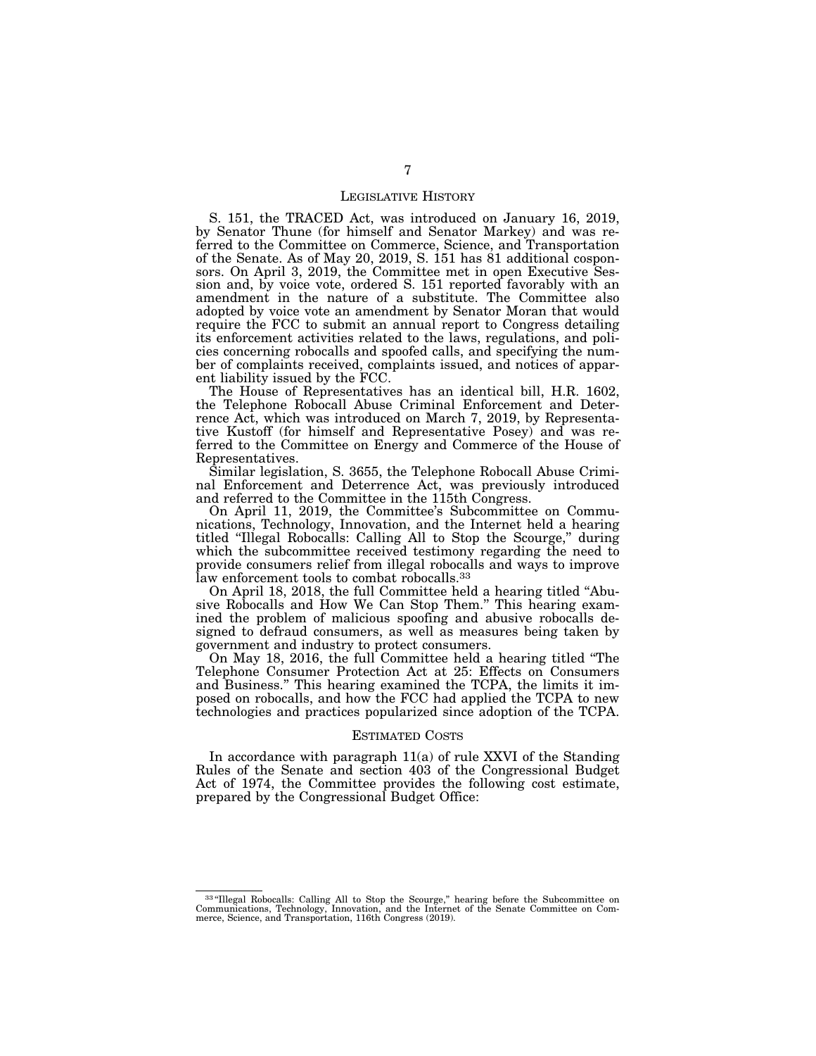## LEGISLATIVE HISTORY

S. 151, the TRACED Act, was introduced on January 16, 2019, by Senator Thune (for himself and Senator Markey) and was referred to the Committee on Commerce, Science, and Transportation of the Senate. As of May 20, 2019, S. 151 has 81 additional cosponsors. On April 3, 2019, the Committee met in open Executive Session and, by voice vote, ordered S. 151 reported favorably with an amendment in the nature of a substitute. The Committee also adopted by voice vote an amendment by Senator Moran that would require the FCC to submit an annual report to Congress detailing its enforcement activities related to the laws, regulations, and policies concerning robocalls and spoofed calls, and specifying the number of complaints received, complaints issued, and notices of apparent liability issued by the FCC.

The House of Representatives has an identical bill, H.R. 1602, the Telephone Robocall Abuse Criminal Enforcement and Deterrence Act, which was introduced on March 7, 2019, by Representative Kustoff (for himself and Representative Posey) and was referred to the Committee on Energy and Commerce of the House of Representatives.

Similar legislation, S. 3655, the Telephone Robocall Abuse Criminal Enforcement and Deterrence Act, was previously introduced and referred to the Committee in the 115th Congress.

On April 11, 2019, the Committee's Subcommittee on Communications, Technology, Innovation, and the Internet held a hearing titled "Illegal Robocalls: Calling All to Stop the Scourge," during which the subcommittee received testimony regarding the need to provide consumers relief from illegal robocalls and ways to improve law enforcement tools to combat robocalls.[33]

On April 18, 2018, the full Committee held a hearing titled "Abusive Robocalls and How We Can Stop Them." This hearing examined the problem of malicious spoofing and abusive robocalls designed to defraud consumers, as well as measures being taken by government and industry to protect consumers.

On May 18, 2016, the full Committee held a hearing titled "The Telephone Consumer Protection Act at 25: Effects on Consumers and Business." This hearing examined the TCPA, the limits it imposed on robocalls, and how the FCC had applied the TCPA to new technologies and practices popularized since adoption of the TCPA.

## ESTIMATED COSTS

In accordance with paragraph 11(a) of rule XXVI of the Standing Rules of the Senate and section 403 of the Congressional Budget Act of 1974, the Committee provides the following cost estimate, prepared by the Congressional Budget Office:

---

[33] "Illegal Robocalls: Calling All to Stop the Scourge," hearing before the Subcommittee on Communications, Technology, Innovation, and the Internet of the Senate Committee on Commerce, Science, and Transportation, 116th Congress (2019).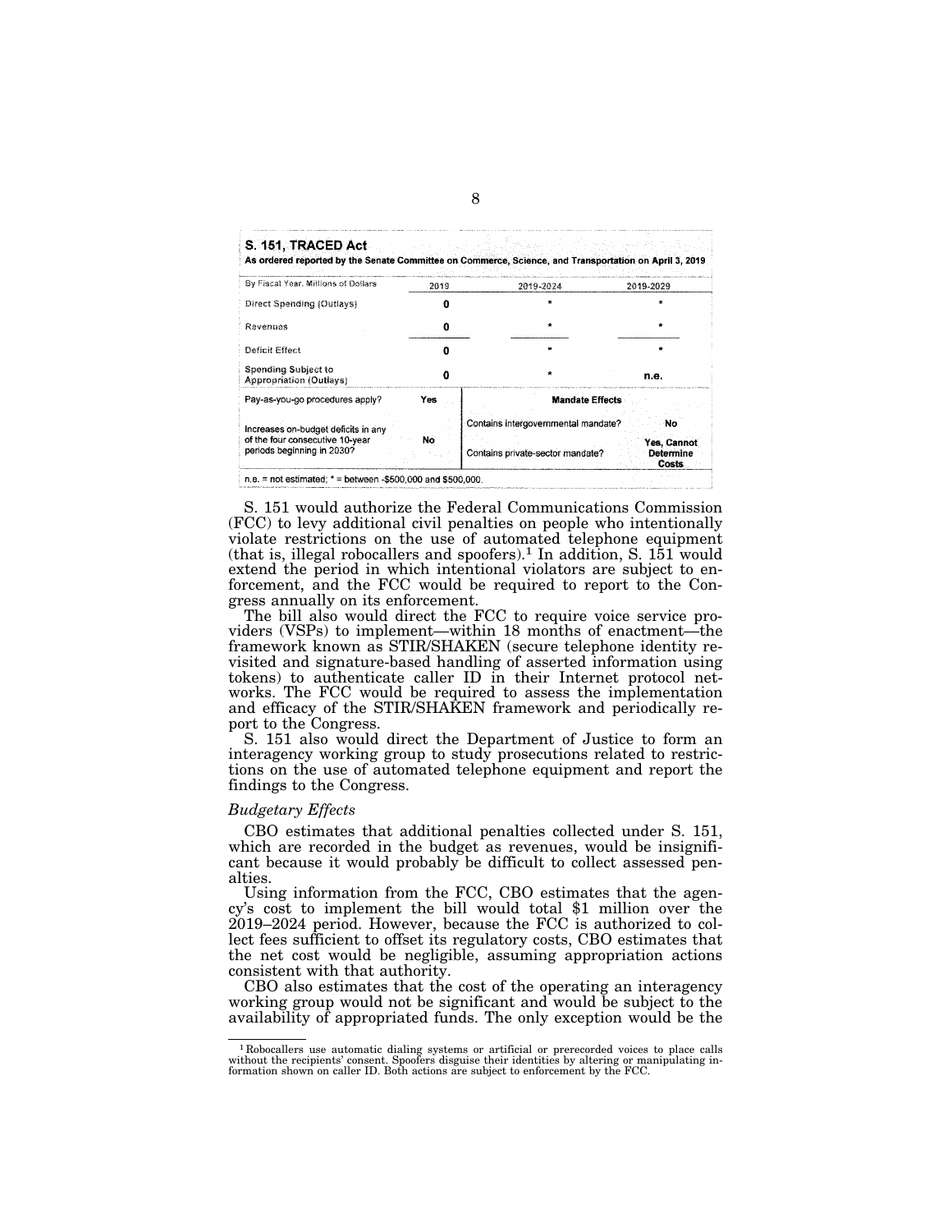**S. 151, TRACED Act**

**As ordered reported by the Senate Committee on Commerce, Science, and Transportation on April 3, 2019**

| By Fiscal Year, Millions of Dollars | 2019 | 2019-2024 | 2019-2029 |
|---|---|---|---|
| Direct Spending (Outlays) | 0 | * | * |
| Revenues | 0 | * | * |
| Deficit Effect | 0 | * | * |
| Spending Subject to Appropriation (Outlays) | 0 | * | n.e. |

| Pay-as-you-go procedures apply? | Yes | **Mandate Effects** | |
|---|---|---|---|
| Increases on-budget deficits in any of the four consecutive 10-year periods beginning in 2030? | No | Contains intergovernmental mandate? | No |
| | | Contains private-sector mandate? | Yes, Cannot Determine Costs |

n.e. = not estimated; * = between -$500,000 and $500,000.

S. 151 would authorize the Federal Communications Commission (FCC) to levy additional civil penalties on people who intentionally violate restrictions on the use of automated telephone equipment (that is, illegal robocallers and spoofers).[1] In addition, S. 151 would extend the period in which intentional violators are subject to enforcement, and the FCC would be required to report to the Congress annually on its enforcement.

The bill also would direct the FCC to require voice service providers (VSPs) to implement—within 18 months of enactment—the framework known as STIR/SHAKEN (secure telephone identity revisited and signature-based handling of asserted information using tokens) to authenticate caller ID in their Internet protocol networks. The FCC would be required to assess the implementation and efficacy of the STIR/SHAKEN framework and periodically report to the Congress.

S. 151 also would direct the Department of Justice to form an interagency working group to study prosecutions related to restrictions on the use of automated telephone equipment and report the findings to the Congress.

*Budgetary Effects*

CBO estimates that additional penalties collected under S. 151, which are recorded in the budget as revenues, would be insignificant because it would probably be difficult to collect assessed penalties.

Using information from the FCC, CBO estimates that the agency's cost to implement the bill would total $1 million over the 2019–2024 period. However, because the FCC is authorized to collect fees sufficient to offset its regulatory costs, CBO estimates that the net cost would be negligible, assuming appropriation actions consistent with that authority.

CBO also estimates that the cost of the operating an interagency working group would not be significant and would be subject to the availability of appropriated funds. The only exception would be the

[1] Robocallers use automatic dialing systems or artificial or prerecorded voices to place calls without the recipients' consent. Spoofers disguise their identities by altering or manipulating information shown on caller ID. Both actions are subject to enforcement by the FCC.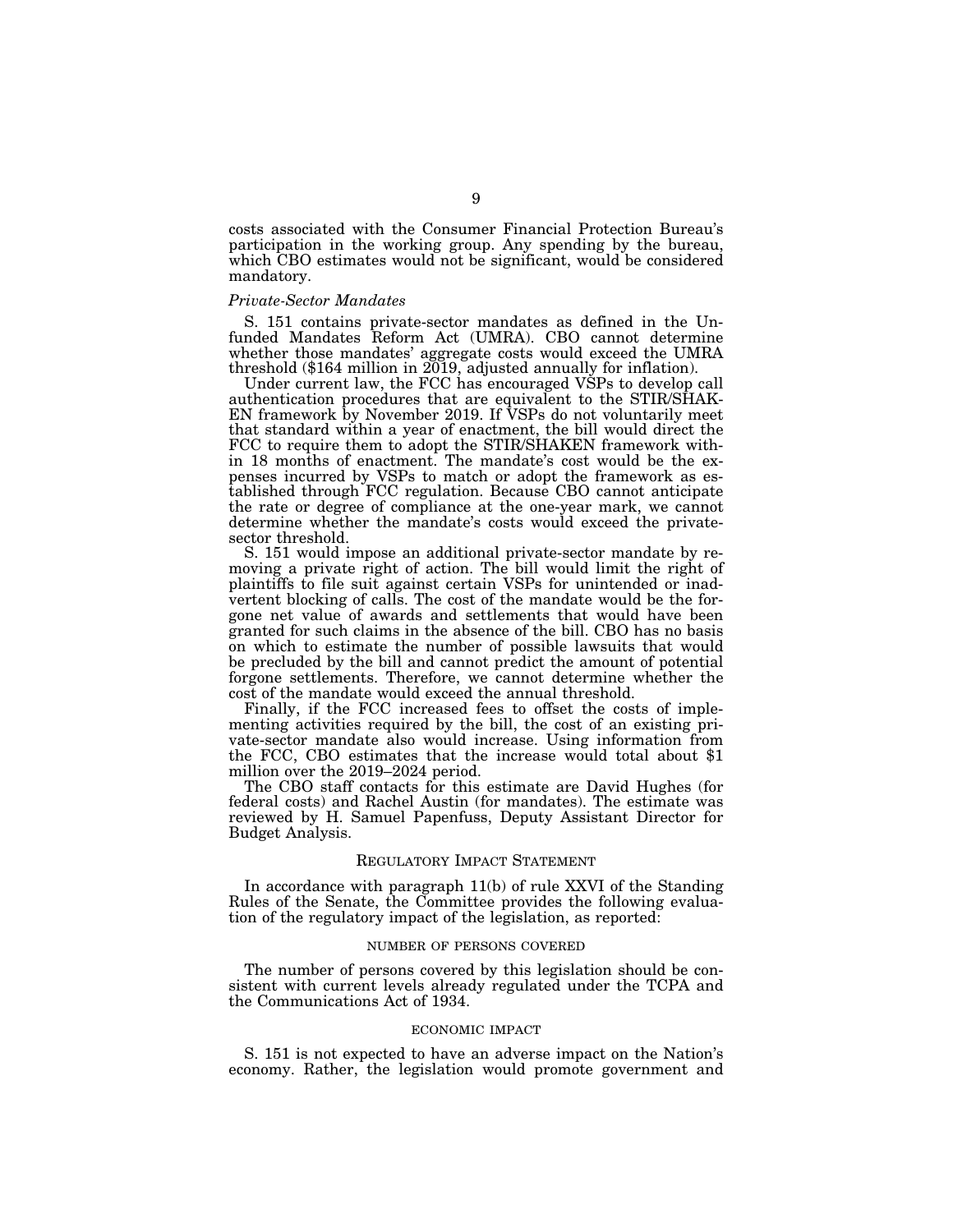costs associated with the Consumer Financial Protection Bureau's participation in the working group. Any spending by the bureau, which CBO estimates would not be significant, would be considered mandatory.

*Private-Sector Mandates*

S. 151 contains private-sector mandates as defined in the Unfunded Mandates Reform Act (UMRA). CBO cannot determine whether those mandates' aggregate costs would exceed the UMRA threshold ($164 million in 2019, adjusted annually for inflation).

Under current law, the FCC has encouraged VSPs to develop call authentication procedures that are equivalent to the STIR/SHAKEN framework by November 2019. If VSPs do not voluntarily meet that standard within a year of enactment, the bill would direct the FCC to require them to adopt the STIR/SHAKEN framework within 18 months of enactment. The mandate's cost would be the expenses incurred by VSPs to match or adopt the framework as established through FCC regulation. Because CBO cannot anticipate the rate or degree of compliance at the one-year mark, we cannot determine whether the mandate's costs would exceed the private-sector threshold.

S. 151 would impose an additional private-sector mandate by removing a private right of action. The bill would limit the right of plaintiffs to file suit against certain VSPs for unintended or inadvertent blocking of calls. The cost of the mandate would be the forgone net value of awards and settlements that would have been granted for such claims in the absence of the bill. CBO has no basis on which to estimate the number of possible lawsuits that would be precluded by the bill and cannot predict the amount of potential forgone settlements. Therefore, we cannot determine whether the cost of the mandate would exceed the annual threshold.

Finally, if the FCC increased fees to offset the costs of implementing activities required by the bill, the cost of an existing private-sector mandate also would increase. Using information from the FCC, CBO estimates that the increase would total about $1 million over the 2019–2024 period.

The CBO staff contacts for this estimate are David Hughes (for federal costs) and Rachel Austin (for mandates). The estimate was reviewed by H. Samuel Papenfuss, Deputy Assistant Director for Budget Analysis.

## Regulatory Impact Statement

In accordance with paragraph 11(b) of rule XXVI of the Standing Rules of the Senate, the Committee provides the following evaluation of the regulatory impact of the legislation, as reported:

### Number of Persons Covered

The number of persons covered by this legislation should be consistent with current levels already regulated under the TCPA and the Communications Act of 1934.

### Economic Impact

S. 151 is not expected to have an adverse impact on the Nation's economy. Rather, the legislation would promote government and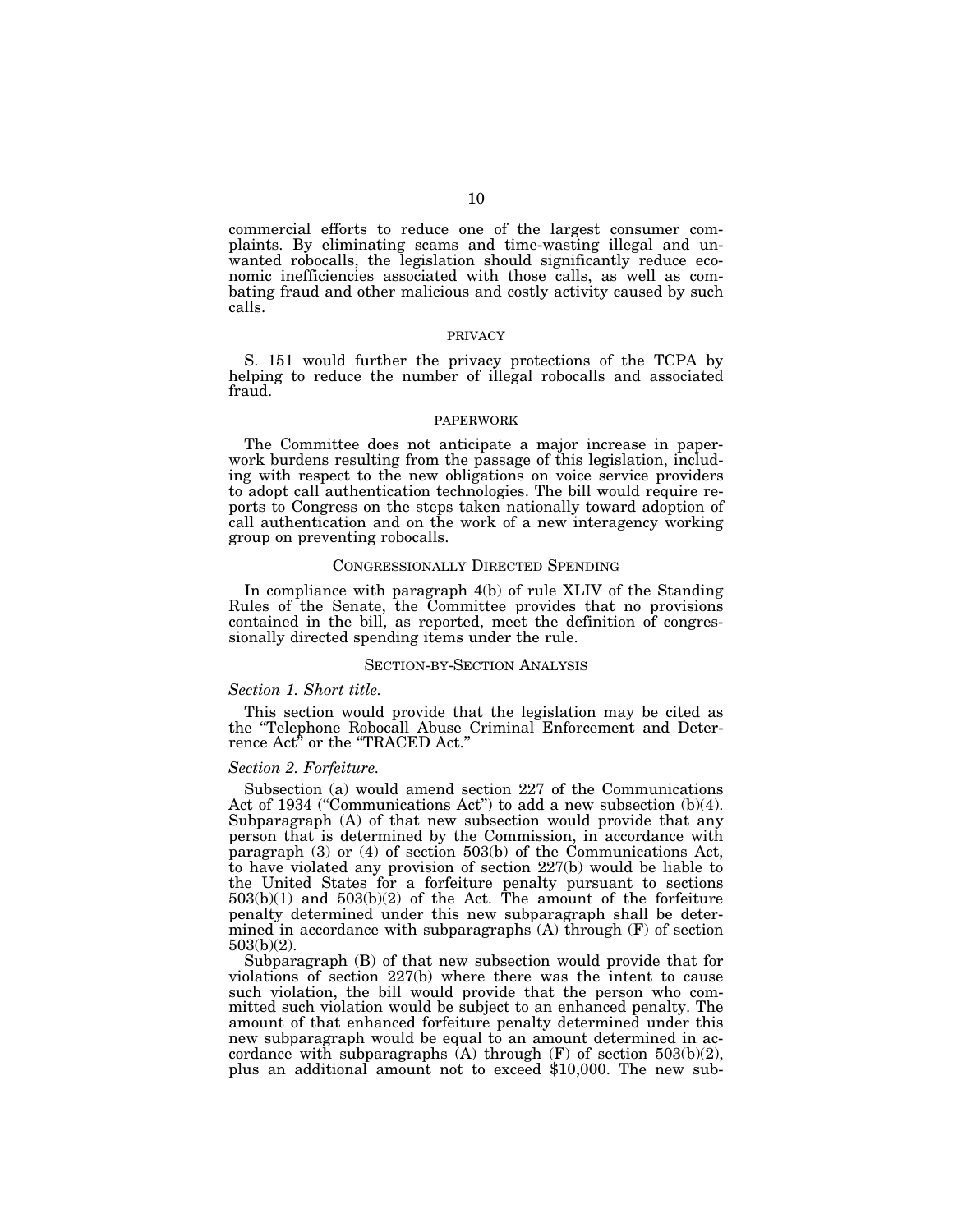commercial efforts to reduce one of the largest consumer complaints. By eliminating scams and time-wasting illegal and unwanted robocalls, the legislation should significantly reduce economic inefficiencies associated with those calls, as well as combating fraud and other malicious and costly activity caused by such calls.

## PRIVACY

S. 151 would further the privacy protections of the TCPA by helping to reduce the number of illegal robocalls and associated fraud.

## PAPERWORK

The Committee does not anticipate a major increase in paperwork burdens resulting from the passage of this legislation, including with respect to the new obligations on voice service providers to adopt call authentication technologies. The bill would require reports to Congress on the steps taken nationally toward adoption of call authentication and on the work of a new interagency working group on preventing robocalls.

## CONGRESSIONALLY DIRECTED SPENDING

In compliance with paragraph 4(b) of rule XLIV of the Standing Rules of the Senate, the Committee provides that no provisions contained in the bill, as reported, meet the definition of congressionally directed spending items under the rule.

## SECTION-BY-SECTION ANALYSIS

### *Section 1. Short title.*

This section would provide that the legislation may be cited as the "Telephone Robocall Abuse Criminal Enforcement and Deterrence Act" or the "TRACED Act."

### *Section 2. Forfeiture.*

Subsection (a) would amend section 227 of the Communications Act of 1934 ("Communications Act") to add a new subsection (b)(4). Subparagraph (A) of that new subsection would provide that any person that is determined by the Commission, in accordance with paragraph (3) or (4) of section 503(b) of the Communications Act, to have violated any provision of section 227(b) would be liable to the United States for a forfeiture penalty pursuant to sections 503(b)(1) and 503(b)(2) of the Act. The amount of the forfeiture penalty determined under this new subparagraph shall be determined in accordance with subparagraphs (A) through (F) of section 503(b)(2).

Subparagraph (B) of that new subsection would provide that for violations of section 227(b) where there was the intent to cause such violation, the bill would provide that the person who committed such violation would be subject to an enhanced penalty. The amount of that enhanced forfeiture penalty determined under this new subparagraph would be equal to an amount determined in accordance with subparagraphs (A) through (F) of section 503(b)(2), plus an additional amount not to exceed $10,000. The new sub-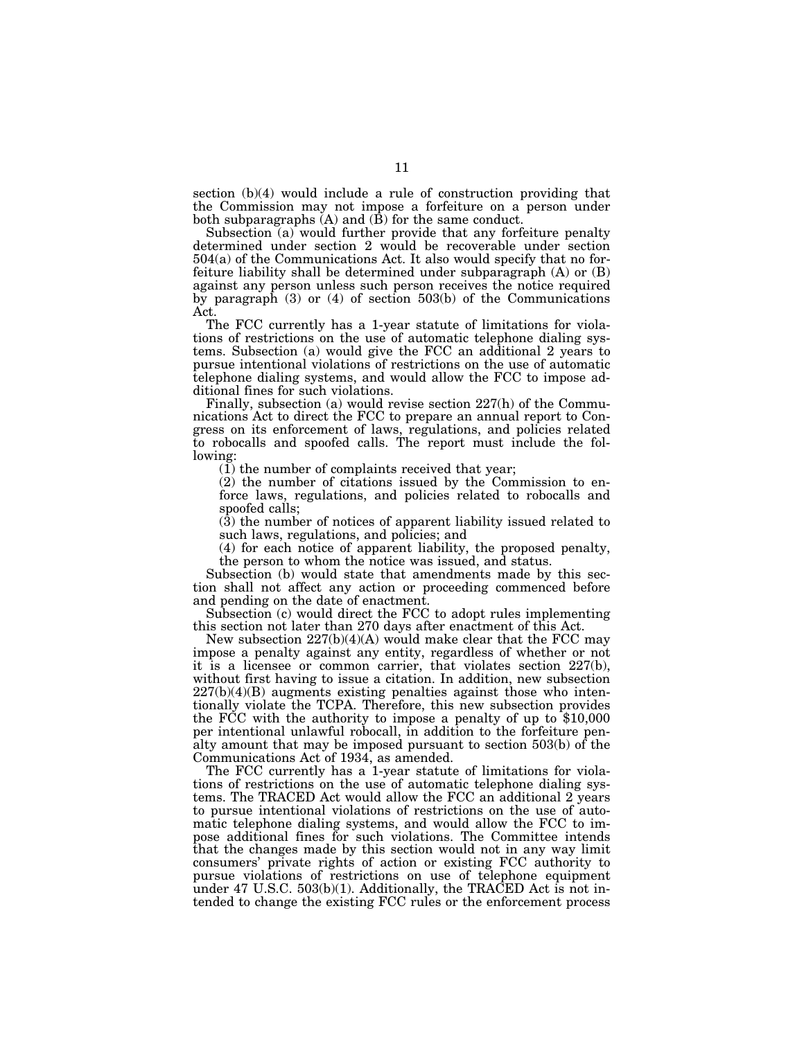section (b)(4) would include a rule of construction providing that the Commission may not impose a forfeiture on a person under both subparagraphs (A) and (B) for the same conduct.

Subsection (a) would further provide that any forfeiture penalty determined under section 2 would be recoverable under section 504(a) of the Communications Act. It also would specify that no forfeiture liability shall be determined under subparagraph (A) or (B) against any person unless such person receives the notice required by paragraph (3) or (4) of section 503(b) of the Communications Act.

The FCC currently has a 1-year statute of limitations for violations of restrictions on the use of automatic telephone dialing systems. Subsection (a) would give the FCC an additional 2 years to pursue intentional violations of restrictions on the use of automatic telephone dialing systems, and would allow the FCC to impose additional fines for such violations.

Finally, subsection (a) would revise section 227(h) of the Communications Act to direct the FCC to prepare an annual report to Congress on its enforcement of laws, regulations, and policies related to robocalls and spoofed calls. The report must include the following:

(1) the number of complaints received that year;

(2) the number of citations issued by the Commission to enforce laws, regulations, and policies related to robocalls and spoofed calls;

(3) the number of notices of apparent liability issued related to such laws, regulations, and policies; and

(4) for each notice of apparent liability, the proposed penalty, the person to whom the notice was issued, and status.

Subsection (b) would state that amendments made by this section shall not affect any action or proceeding commenced before and pending on the date of enactment.

Subsection (c) would direct the FCC to adopt rules implementing this section not later than 270 days after enactment of this Act.

New subsection 227(b)(4)(A) would make clear that the FCC may impose a penalty against any entity, regardless of whether or not it is a licensee or common carrier, that violates section 227(b), without first having to issue a citation. In addition, new subsection 227(b)(4)(B) augments existing penalties against those who intentionally violate the TCPA. Therefore, this new subsection provides the FCC with the authority to impose a penalty of up to $10,000 per intentional unlawful robocall, in addition to the forfeiture penalty amount that may be imposed pursuant to section 503(b) of the Communications Act of 1934, as amended.

The FCC currently has a 1-year statute of limitations for violations of restrictions on the use of automatic telephone dialing systems. The TRACED Act would allow the FCC an additional 2 years to pursue intentional violations of restrictions on the use of automatic telephone dialing systems, and would allow the FCC to impose additional fines for such violations. The Committee intends that the changes made by this section would not in any way limit consumers' private rights of action or existing FCC authority to pursue violations of restrictions on use of telephone equipment under 47 U.S.C. 503(b)(1). Additionally, the TRACED Act is not intended to change the existing FCC rules or the enforcement process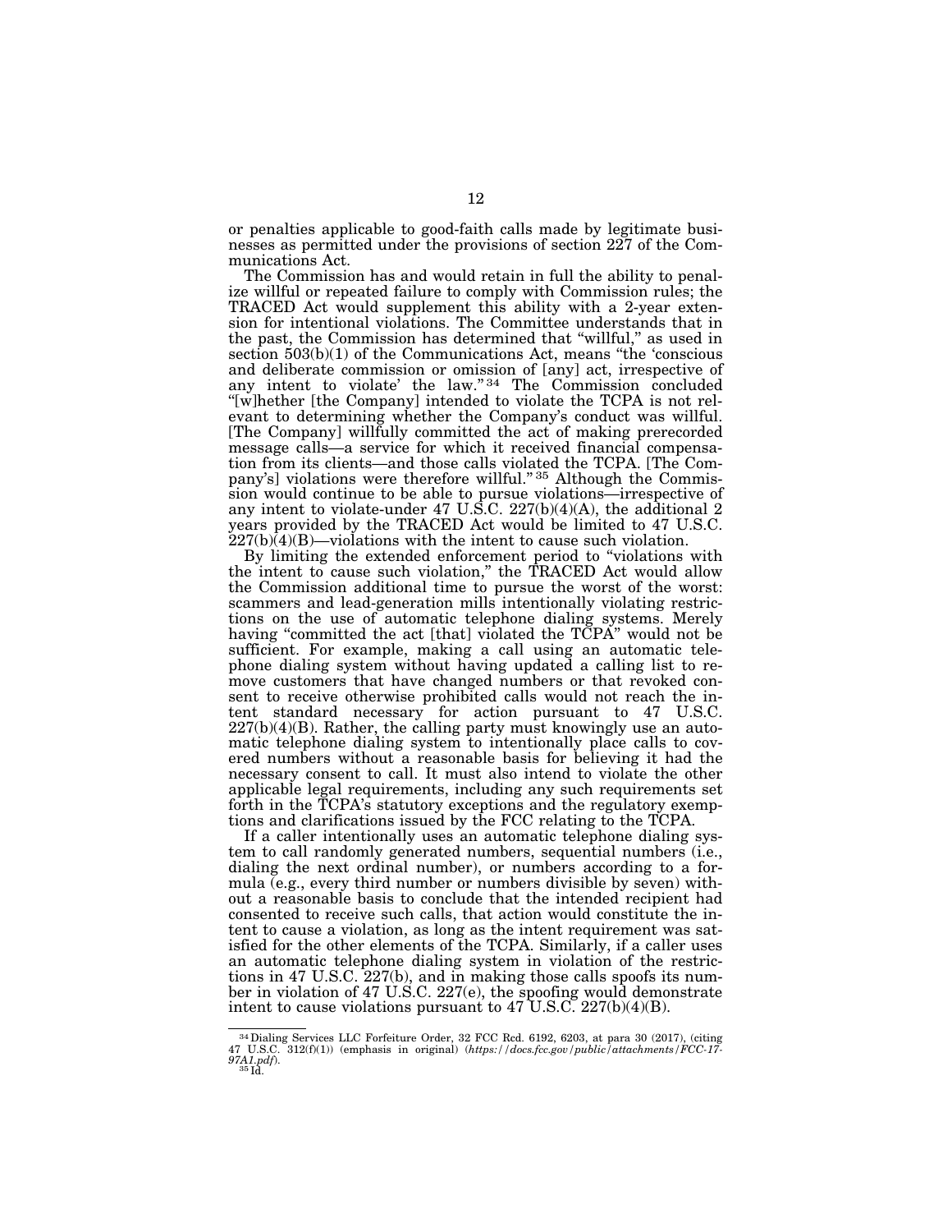or penalties applicable to good-faith calls made by legitimate businesses as permitted under the provisions of section 227 of the Communications Act.

The Commission has and would retain in full the ability to penalize willful or repeated failure to comply with Commission rules; the TRACED Act would supplement this ability with a 2-year extension for intentional violations. The Committee understands that in the past, the Commission has determined that "willful," as used in section 503(b)(1) of the Communications Act, means "the 'conscious and deliberate commission or omission of [any] act, irrespective of any intent to violate' the law."[34] The Commission concluded "[w]hether [the Company] intended to violate the TCPA is not relevant to determining whether the Company's conduct was willful. [The Company] willfully committed the act of making prerecorded message calls—a service for which it received financial compensation from its clients—and those calls violated the TCPA. [The Company's] violations were therefore willful."[35] Although the Commission would continue to be able to pursue violations—irrespective of any intent to violate-under 47 U.S.C. 227(b)(4)(A), the additional 2 years provided by the TRACED Act would be limited to 47 U.S.C. 227(b)(4)(B)—violations with the intent to cause such violation.

By limiting the extended enforcement period to "violations with the intent to cause such violation," the TRACED Act would allow the Commission additional time to pursue the worst of the worst: scammers and lead-generation mills intentionally violating restrictions on the use of automatic telephone dialing systems. Merely having "committed the act [that] violated the TCPA" would not be sufficient. For example, making a call using an automatic telephone dialing system without having updated a calling list to remove customers that have changed numbers or that revoked consent to receive otherwise prohibited calls would not reach the intent standard necessary for action pursuant to 47 U.S.C. 227(b)(4)(B). Rather, the calling party must knowingly use an automatic telephone dialing system to intentionally place calls to covered numbers without a reasonable basis for believing it had the necessary consent to call. It must also intend to violate the other applicable legal requirements, including any such requirements set forth in the TCPA's statutory exceptions and the regulatory exemptions and clarifications issued by the FCC relating to the TCPA.

If a caller intentionally uses an automatic telephone dialing system to call randomly generated numbers, sequential numbers (i.e., dialing the next ordinal number), or numbers according to a formula (e.g., every third number or numbers divisible by seven) without a reasonable basis to conclude that the intended recipient had consented to receive such calls, that action would constitute the intent to cause a violation, as long as the intent requirement was satisfied for the other elements of the TCPA. Similarly, if a caller uses an automatic telephone dialing system in violation of the restrictions in 47 U.S.C. 227(b), and in making those calls spoofs its number in violation of 47 U.S.C. 227(e), the spoofing would demonstrate intent to cause violations pursuant to 47 U.S.C. 227(b)(4)(B).

---

[34] Dialing Services LLC Forfeiture Order, 32 FCC Rcd. 6192, 6203, at para 30 (2017), (citing 47 U.S.C. 312(f)(1)) (emphasis in original) (*https://docs.fcc.gov/public/attachments/FCC-17-97A1.pdf*).

[35] Id.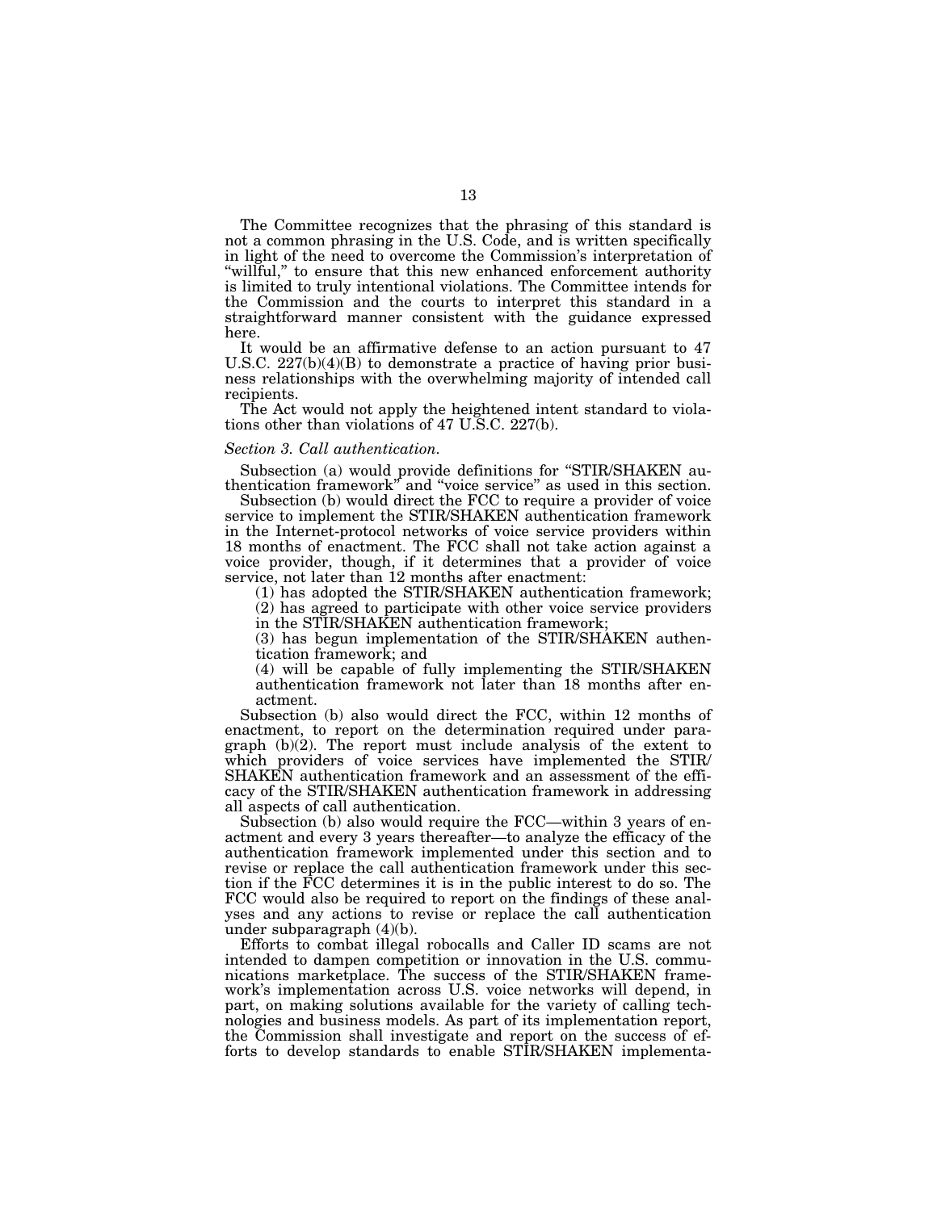The Committee recognizes that the phrasing of this standard is not a common phrasing in the U.S. Code, and is written specifically in light of the need to overcome the Commission's interpretation of "willful," to ensure that this new enhanced enforcement authority is limited to truly intentional violations. The Committee intends for the Commission and the courts to interpret this standard in a straightforward manner consistent with the guidance expressed here.

It would be an affirmative defense to an action pursuant to 47 U.S.C. 227(b)(4)(B) to demonstrate a practice of having prior business relationships with the overwhelming majority of intended call recipients.

The Act would not apply the heightened intent standard to violations other than violations of 47 U.S.C. 227(b).

*Section 3. Call authentication.*

Subsection (a) would provide definitions for "STIR/SHAKEN authentication framework" and "voice service" as used in this section.

Subsection (b) would direct the FCC to require a provider of voice service to implement the STIR/SHAKEN authentication framework in the Internet-protocol networks of voice service providers within 18 months of enactment. The FCC shall not take action against a voice provider, though, if it determines that a provider of voice service, not later than 12 months after enactment:

(1) has adopted the STIR/SHAKEN authentication framework;
(2) has agreed to participate with other voice service providers in the STIR/SHAKEN authentication framework;
(3) has begun implementation of the STIR/SHAKEN authentication framework; and
(4) will be capable of fully implementing the STIR/SHAKEN authentication framework not later than 18 months after enactment.

Subsection (b) also would direct the FCC, within 12 months of enactment, to report on the determination required under paragraph (b)(2). The report must include analysis of the extent to which providers of voice services have implemented the STIR/SHAKEN authentication framework and an assessment of the efficacy of the STIR/SHAKEN authentication framework in addressing all aspects of call authentication.

Subsection (b) also would require the FCC—within 3 years of enactment and every 3 years thereafter—to analyze the efficacy of the authentication framework implemented under this section and to revise or replace the call authentication framework under this section if the FCC determines it is in the public interest to do so. The FCC would also be required to report on the findings of these analyses and any actions to revise or replace the call authentication under subparagraph (4)(b).

Efforts to combat illegal robocalls and Caller ID scams are not intended to dampen competition or innovation in the U.S. communications marketplace. The success of the STIR/SHAKEN framework's implementation across U.S. voice networks will depend, in part, on making solutions available for the variety of calling technologies and business models. As part of its implementation report, the Commission shall investigate and report on the success of efforts to develop standards to enable STIR/SHAKEN implementa-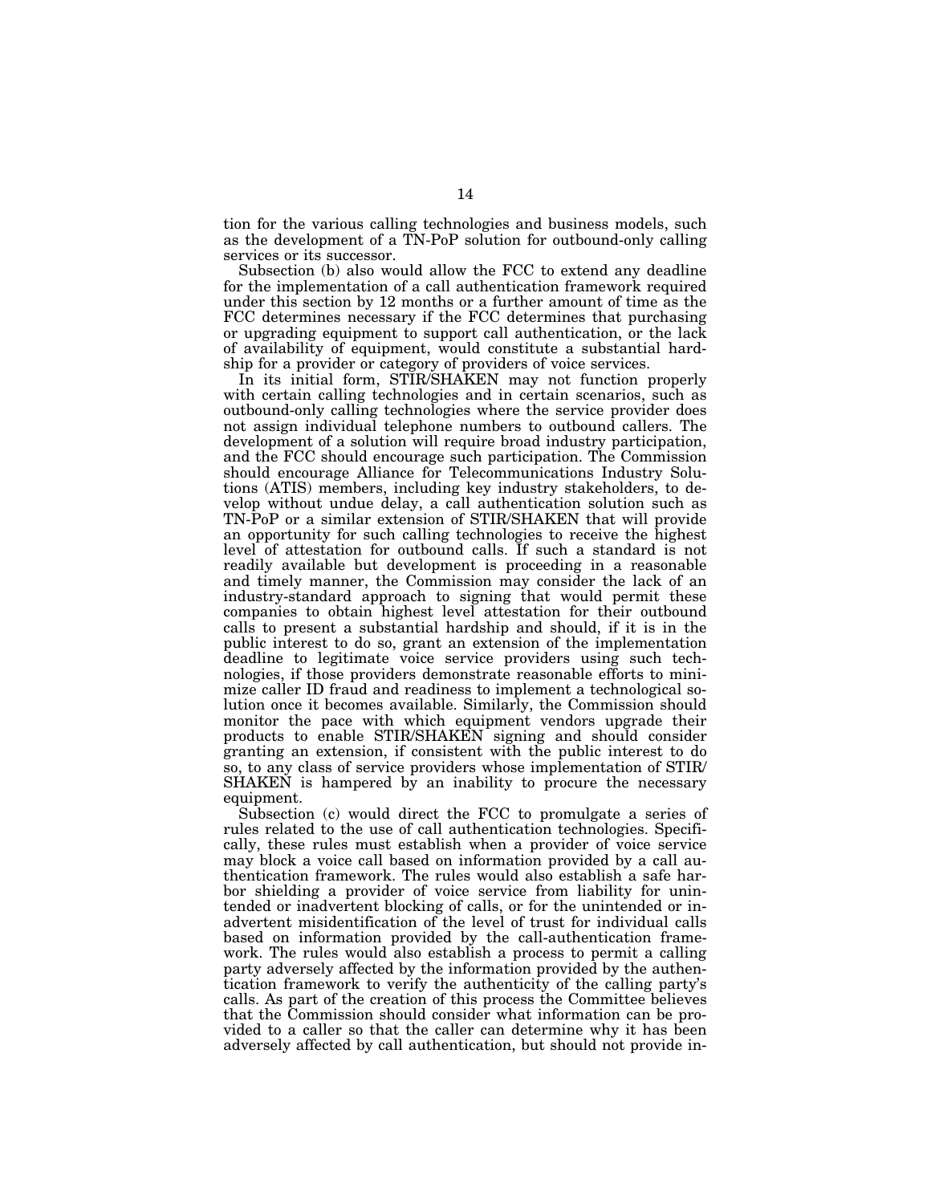tion for the various calling technologies and business models, such as the development of a TN-PoP solution for outbound-only calling services or its successor.

Subsection (b) also would allow the FCC to extend any deadline for the implementation of a call authentication framework required under this section by 12 months or a further amount of time as the FCC determines necessary if the FCC determines that purchasing or upgrading equipment to support call authentication, or the lack of availability of equipment, would constitute a substantial hardship for a provider or category of providers of voice services.

In its initial form, STIR/SHAKEN may not function properly with certain calling technologies and in certain scenarios, such as outbound-only calling technologies where the service provider does not assign individual telephone numbers to outbound callers. The development of a solution will require broad industry participation, and the FCC should encourage such participation. The Commission should encourage Alliance for Telecommunications Industry Solutions (ATIS) members, including key industry stakeholders, to develop without undue delay, a call authentication solution such as TN-PoP or a similar extension of STIR/SHAKEN that will provide an opportunity for such calling technologies to receive the highest level of attestation for outbound calls. If such a standard is not readily available but development is proceeding in a reasonable and timely manner, the Commission may consider the lack of an industry-standard approach to signing that would permit these companies to obtain highest level attestation for their outbound calls to present a substantial hardship and should, if it is in the public interest to do so, grant an extension of the implementation deadline to legitimate voice service providers using such technologies, if those providers demonstrate reasonable efforts to minimize caller ID fraud and readiness to implement a technological solution once it becomes available. Similarly, the Commission should monitor the pace with which equipment vendors upgrade their products to enable STIR/SHAKEN signing and should consider granting an extension, if consistent with the public interest to do so, to any class of service providers whose implementation of STIR/SHAKEN is hampered by an inability to procure the necessary equipment.

Subsection (c) would direct the FCC to promulgate a series of rules related to the use of call authentication technologies. Specifically, these rules must establish when a provider of voice service may block a voice call based on information provided by a call authentication framework. The rules would also establish a safe harbor shielding a provider of voice service from liability for unintended or inadvertent blocking of calls, or for the unintended or inadvertent misidentification of the level of trust for individual calls based on information provided by the call-authentication framework. The rules would also establish a process to permit a calling party adversely affected by the information provided by the authentication framework to verify the authenticity of the calling party's calls. As part of the creation of this process the Committee believes that the Commission should consider what information can be provided to a caller so that the caller can determine why it has been adversely affected by call authentication, but should not provide in-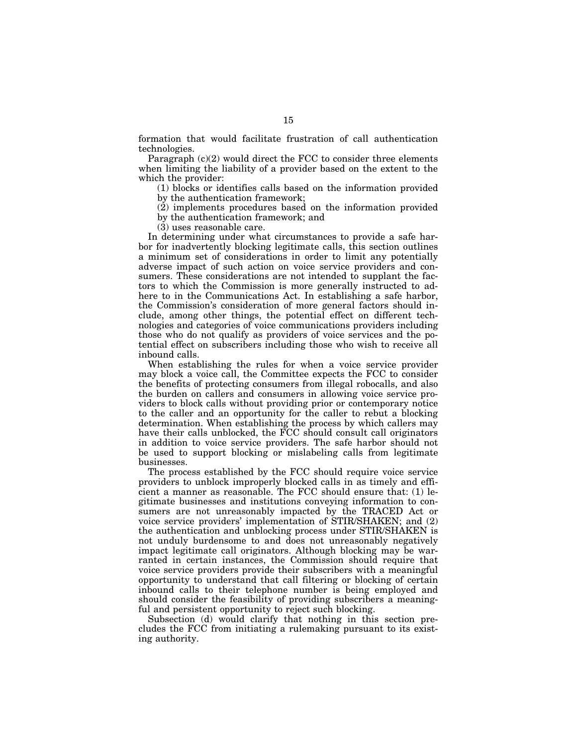formation that would facilitate frustration of call authentication technologies.

Paragraph (c)(2) would direct the FCC to consider three elements when limiting the liability of a provider based on the extent to the which the provider:

(1) blocks or identifies calls based on the information provided by the authentication framework;

(2) implements procedures based on the information provided by the authentication framework; and

(3) uses reasonable care.

In determining under what circumstances to provide a safe harbor for inadvertently blocking legitimate calls, this section outlines a minimum set of considerations in order to limit any potentially adverse impact of such action on voice service providers and consumers. These considerations are not intended to supplant the factors to which the Commission is more generally instructed to adhere to in the Communications Act. In establishing a safe harbor, the Commission's consideration of more general factors should include, among other things, the potential effect on different technologies and categories of voice communications providers including those who do not qualify as providers of voice services and the potential effect on subscribers including those who wish to receive all inbound calls.

When establishing the rules for when a voice service provider may block a voice call, the Committee expects the FCC to consider the benefits of protecting consumers from illegal robocalls, and also the burden on callers and consumers in allowing voice service providers to block calls without providing prior or contemporary notice to the caller and an opportunity for the caller to rebut a blocking determination. When establishing the process by which callers may have their calls unblocked, the FCC should consult call originators in addition to voice service providers. The safe harbor should not be used to support blocking or mislabeling calls from legitimate businesses.

The process established by the FCC should require voice service providers to unblock improperly blocked calls in as timely and efficient a manner as reasonable. The FCC should ensure that: (1) legitimate businesses and institutions conveying information to consumers are not unreasonably impacted by the TRACED Act or voice service providers' implementation of STIR/SHAKEN; and (2) the authentication and unblocking process under STIR/SHAKEN is not unduly burdensome to and does not unreasonably negatively impact legitimate call originators. Although blocking may be warranted in certain instances, the Commission should require that voice service providers provide their subscribers with a meaningful opportunity to understand that call filtering or blocking of certain inbound calls to their telephone number is being employed and should consider the feasibility of providing subscribers a meaningful and persistent opportunity to reject such blocking.

Subsection (d) would clarify that nothing in this section precludes the FCC from initiating a rulemaking pursuant to its existing authority.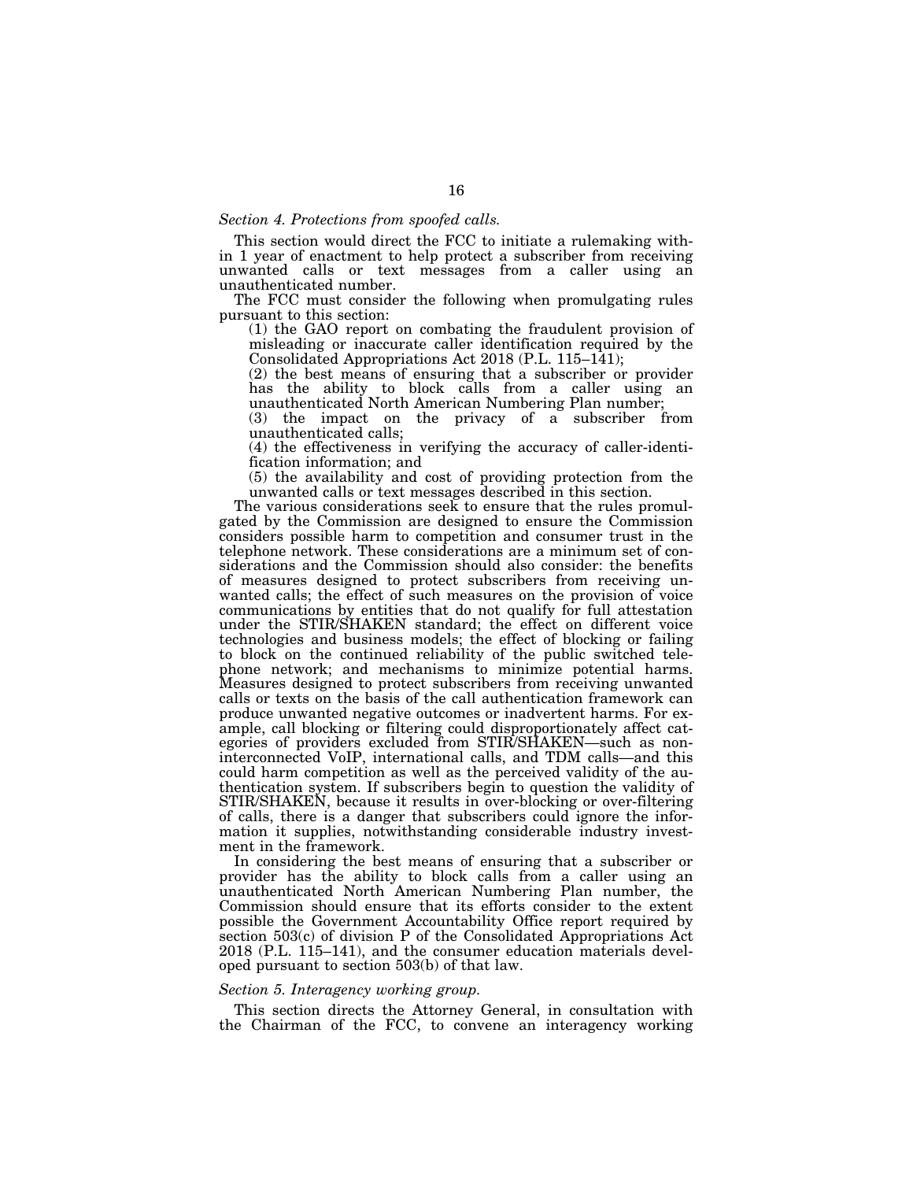*Section 4. Protections from spoofed calls.*

This section would direct the FCC to initiate a rulemaking within 1 year of enactment to help protect a subscriber from receiving unwanted calls or text messages from a caller using an unauthenticated number.

The FCC must consider the following when promulgating rules pursuant to this section:

(1) the GAO report on combating the fraudulent provision of misleading or inaccurate caller identification required by the Consolidated Appropriations Act 2018 (P.L. 115–141);

(2) the best means of ensuring that a subscriber or provider has the ability to block calls from a caller using an unauthenticated North American Numbering Plan number;

(3) the impact on the privacy of a subscriber from unauthenticated calls;

(4) the effectiveness in verifying the accuracy of caller-identification information; and

(5) the availability and cost of providing protection from the unwanted calls or text messages described in this section.

The various considerations seek to ensure that the rules promulgated by the Commission are designed to ensure the Commission considers possible harm to competition and consumer trust in the telephone network. These considerations are a minimum set of considerations and the Commission should also consider: the benefits of measures designed to protect subscribers from receiving unwanted calls; the effect of such measures on the provision of voice communications by entities that do not qualify for full attestation under the STIR/SHAKEN standard; the effect on different voice technologies and business models; the effect of blocking or failing to block on the continued reliability of the public switched telephone network; and mechanisms to minimize potential harms. Measures designed to protect subscribers from receiving unwanted calls or texts on the basis of the call authentication framework can produce unwanted negative outcomes or inadvertent harms. For example, call blocking or filtering could disproportionately affect categories of providers excluded from STIR/SHAKEN—such as non-interconnected VoIP, international calls, and TDM calls—and this could harm competition as well as the perceived validity of the authentication system. If subscribers begin to question the validity of STIR/SHAKEN, because it results in over-blocking or over-filtering of calls, there is a danger that subscribers could ignore the information it supplies, notwithstanding considerable industry investment in the framework.

In considering the best means of ensuring that a subscriber or provider has the ability to block calls from a caller using an unauthenticated North American Numbering Plan number, the Commission should ensure that its efforts consider to the extent possible the Government Accountability Office report required by section 503(c) of division P of the Consolidated Appropriations Act 2018 (P.L. 115–141), and the consumer education materials developed pursuant to section 503(b) of that law.

*Section 5. Interagency working group.*

This section directs the Attorney General, in consultation with the Chairman of the FCC, to convene an interagency working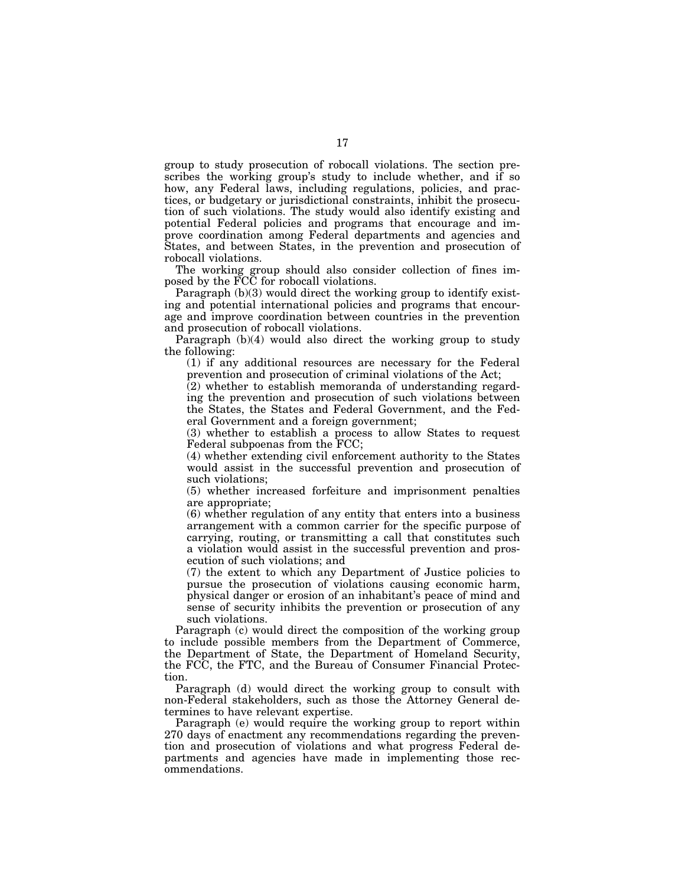group to study prosecution of robocall violations. The section prescribes the working group's study to include whether, and if so how, any Federal laws, including regulations, policies, and practices, or budgetary or jurisdictional constraints, inhibit the prosecution of such violations. The study would also identify existing and potential Federal policies and programs that encourage and improve coordination among Federal departments and agencies and States, and between States, in the prevention and prosecution of robocall violations.

The working group should also consider collection of fines imposed by the FCC for robocall violations.

Paragraph (b)(3) would direct the working group to identify existing and potential international policies and programs that encourage and improve coordination between countries in the prevention and prosecution of robocall violations.

Paragraph (b)(4) would also direct the working group to study the following:

(1) if any additional resources are necessary for the Federal prevention and prosecution of criminal violations of the Act;

(2) whether to establish memoranda of understanding regarding the prevention and prosecution of such violations between the States, the States and Federal Government, and the Federal Government and a foreign government;

(3) whether to establish a process to allow States to request Federal subpoenas from the FCC;

(4) whether extending civil enforcement authority to the States would assist in the successful prevention and prosecution of such violations;

(5) whether increased forfeiture and imprisonment penalties are appropriate;

(6) whether regulation of any entity that enters into a business arrangement with a common carrier for the specific purpose of carrying, routing, or transmitting a call that constitutes such a violation would assist in the successful prevention and prosecution of such violations; and

(7) the extent to which any Department of Justice policies to pursue the prosecution of violations causing economic harm, physical danger or erosion of an inhabitant's peace of mind and sense of security inhibits the prevention or prosecution of any such violations.

Paragraph (c) would direct the composition of the working group to include possible members from the Department of Commerce, the Department of State, the Department of Homeland Security, the FCC, the FTC, and the Bureau of Consumer Financial Protection.

Paragraph (d) would direct the working group to consult with non-Federal stakeholders, such as those the Attorney General determines to have relevant expertise.

Paragraph (e) would require the working group to report within 270 days of enactment any recommendations regarding the prevention and prosecution of violations and what progress Federal departments and agencies have made in implementing those recommendations.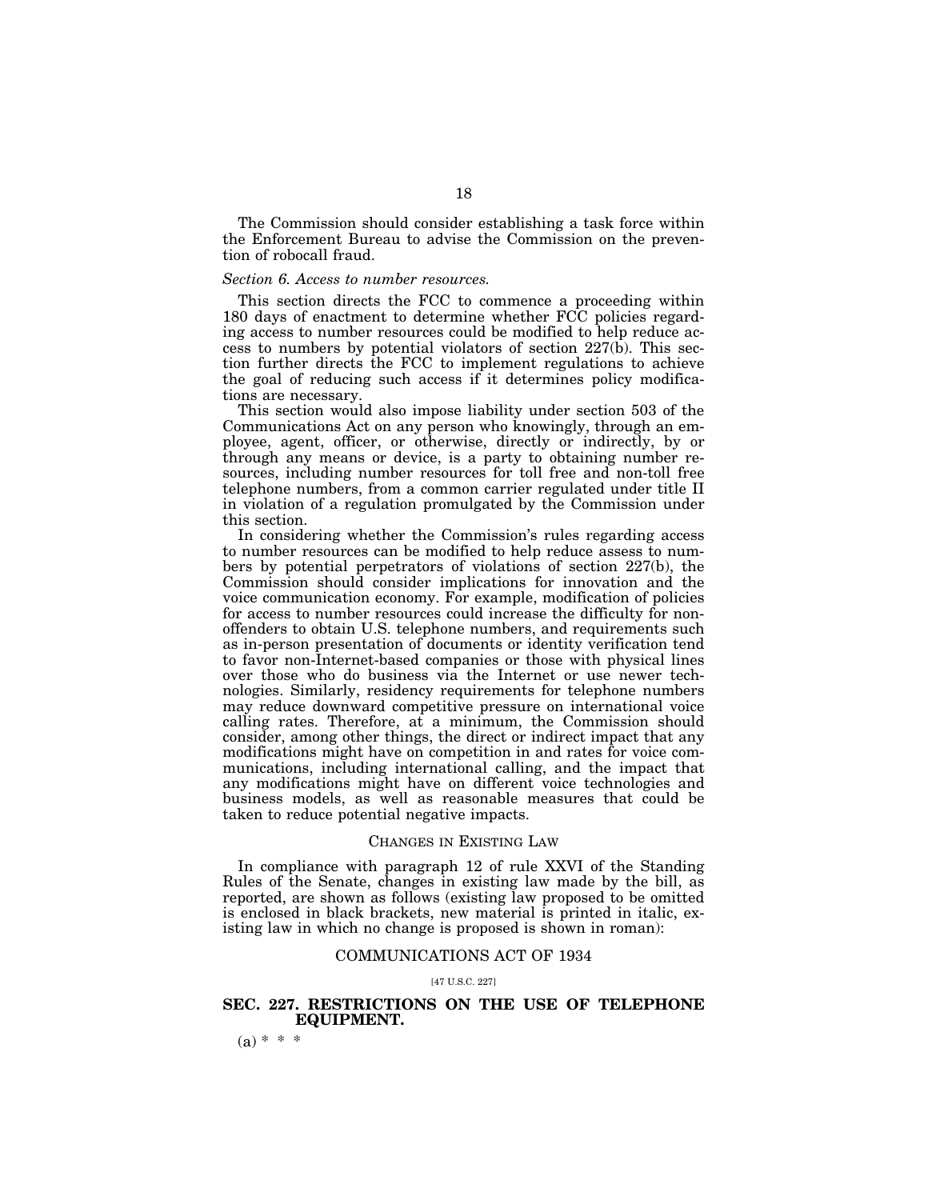The Commission should consider establishing a task force within the Enforcement Bureau to advise the Commission on the prevention of robocall fraud.

*Section 6. Access to number resources.*

This section directs the FCC to commence a proceeding within 180 days of enactment to determine whether FCC policies regarding access to number resources could be modified to help reduce access to numbers by potential violators of section 227(b). This section further directs the FCC to implement regulations to achieve the goal of reducing such access if it determines policy modifications are necessary.

This section would also impose liability under section 503 of the Communications Act on any person who knowingly, through an employee, agent, officer, or otherwise, directly or indirectly, by or through any means or device, is a party to obtaining number resources, including number resources for toll free and non-toll free telephone numbers, from a common carrier regulated under title II in violation of a regulation promulgated by the Commission under this section.

In considering whether the Commission's rules regarding access to number resources can be modified to help reduce assess to numbers by potential perpetrators of violations of section 227(b), the Commission should consider implications for innovation and the voice communication economy. For example, modification of policies for access to number resources could increase the difficulty for non-offenders to obtain U.S. telephone numbers, and requirements such as in-person presentation of documents or identity verification tend to favor non-Internet-based companies or those with physical lines over those who do business via the Internet or use newer technologies. Similarly, residency requirements for telephone numbers may reduce downward competitive pressure on international voice calling rates. Therefore, at a minimum, the Commission should consider, among other things, the direct or indirect impact that any modifications might have on competition in and rates for voice communications, including international calling, and the impact that any modifications might have on different voice technologies and business models, as well as reasonable measures that could be taken to reduce potential negative impacts.

## CHANGES IN EXISTING LAW

In compliance with paragraph 12 of rule XXVI of the Standing Rules of the Senate, changes in existing law made by the bill, as reported, are shown as follows (existing law proposed to be omitted is enclosed in black brackets, new material is printed in italic, existing law in which no change is proposed is shown in roman):

## COMMUNICATIONS ACT OF 1934

[47 U.S.C. 227]

### SEC. 227. RESTRICTIONS ON THE USE OF TELEPHONE EQUIPMENT.

(a) * * *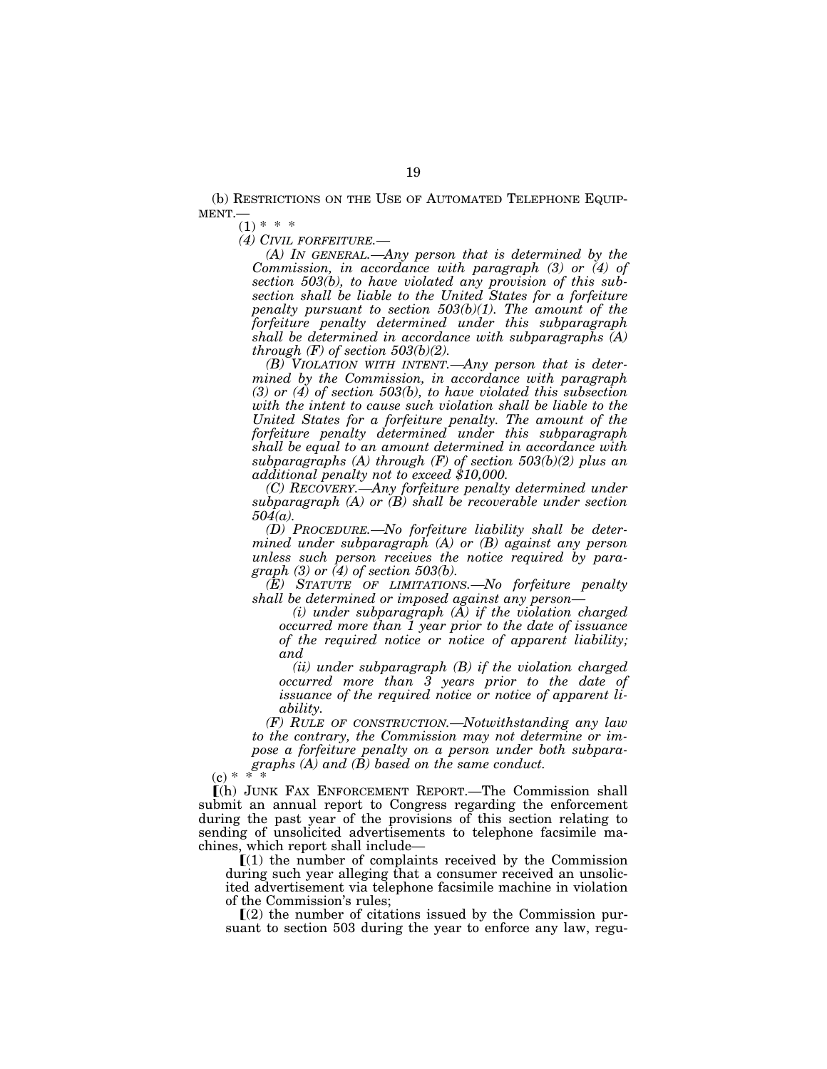(b) RESTRICTIONS ON THE USE OF AUTOMATED TELEPHONE EQUIPMENT.—

(1) * * *

*(4) CIVIL FORFEITURE.—*

*(A) IN GENERAL.—Any person that is determined by the Commission, in accordance with paragraph (3) or (4) of section 503(b), to have violated any provision of this subsection shall be liable to the United States for a forfeiture penalty pursuant to section 503(b)(1). The amount of the forfeiture penalty determined under this subparagraph shall be determined in accordance with subparagraphs (A) through (F) of section 503(b)(2).*

*(B) VIOLATION WITH INTENT.—Any person that is determined by the Commission, in accordance with paragraph (3) or (4) of section 503(b), to have violated this subsection with the intent to cause such violation shall be liable to the United States for a forfeiture penalty. The amount of the forfeiture penalty determined under this subparagraph shall be equal to an amount determined in accordance with subparagraphs (A) through (F) of section 503(b)(2) plus an additional penalty not to exceed $10,000.*

*(C) RECOVERY.—Any forfeiture penalty determined under subparagraph (A) or (B) shall be recoverable under section 504(a).*

*(D) PROCEDURE.—No forfeiture liability shall be determined under subparagraph (A) or (B) against any person unless such person receives the notice required by paragraph (3) or (4) of section 503(b).*

*(E) STATUTE OF LIMITATIONS.—No forfeiture penalty shall be determined or imposed against any person—*

*(i) under subparagraph (A) if the violation charged occurred more than 1 year prior to the date of issuance of the required notice or notice of apparent liability; and*

*(ii) under subparagraph (B) if the violation charged occurred more than 3 years prior to the date of issuance of the required notice or notice of apparent liability.*

*(F) RULE OF CONSTRUCTION.—Notwithstanding any law to the contrary, the Commission may not determine or impose a forfeiture penalty on a person under both subparagraphs (A) and (B) based on the same conduct.*

(c) * * *

[(h) JUNK FAX ENFORCEMENT REPORT.—The Commission shall submit an annual report to Congress regarding the enforcement during the past year of the provisions of this section relating to sending of unsolicited advertisements to telephone facsimile machines, which report shall include—

[(1) the number of complaints received by the Commission during such year alleging that a consumer received an unsolicited advertisement via telephone facsimile machine in violation of the Commission's rules;

[(2) the number of citations issued by the Commission pursuant to section 503 during the year to enforce any law, regu-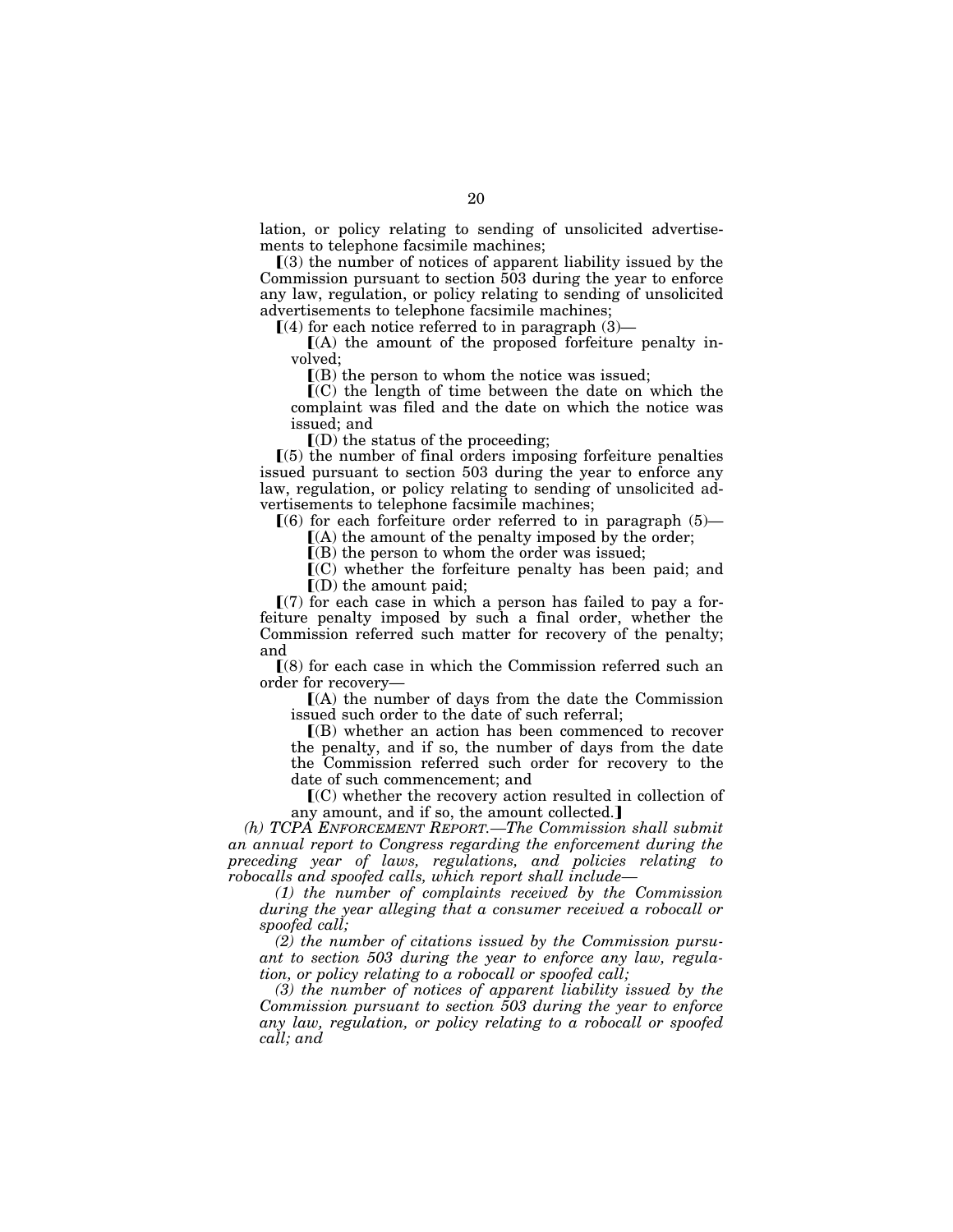lation, or policy relating to sending of unsolicited advertisements to telephone facsimile machines;

【(3) the number of notices of apparent liability issued by the Commission pursuant to section 503 during the year to enforce any law, regulation, or policy relating to sending of unsolicited advertisements to telephone facsimile machines;

【(4) for each notice referred to in paragraph (3)—

【(A) the amount of the proposed forfeiture penalty involved;

【(B) the person to whom the notice was issued;

【(C) the length of time between the date on which the complaint was filed and the date on which the notice was issued; and

【(D) the status of the proceeding;

【(5) the number of final orders imposing forfeiture penalties issued pursuant to section 503 during the year to enforce any law, regulation, or policy relating to sending of unsolicited advertisements to telephone facsimile machines;

【(6) for each forfeiture order referred to in paragraph (5)—

【(A) the amount of the penalty imposed by the order;

【(B) the person to whom the order was issued;

【(C) whether the forfeiture penalty has been paid; and

【(D) the amount paid;

【(7) for each case in which a person has failed to pay a forfeiture penalty imposed by such a final order, whether the Commission referred such matter for recovery of the penalty; and

【(8) for each case in which the Commission referred such an order for recovery—

【(A) the number of days from the date the Commission issued such order to the date of such referral;

【(B) whether an action has been commenced to recover the penalty, and if so, the number of days from the date the Commission referred such order for recovery to the date of such commencement; and

【(C) whether the recovery action resulted in collection of any amount, and if so, the amount collected.】

*(h) TCPA ENFORCEMENT REPORT.—The Commission shall submit an annual report to Congress regarding the enforcement during the preceding year of laws, regulations, and policies relating to robocalls and spoofed calls, which report shall include—*

*(1) the number of complaints received by the Commission during the year alleging that a consumer received a robocall or spoofed call;*

*(2) the number of citations issued by the Commission pursuant to section 503 during the year to enforce any law, regulation, or policy relating to a robocall or spoofed call;*

*(3) the number of notices of apparent liability issued by the Commission pursuant to section 503 during the year to enforce any law, regulation, or policy relating to a robocall or spoofed call; and*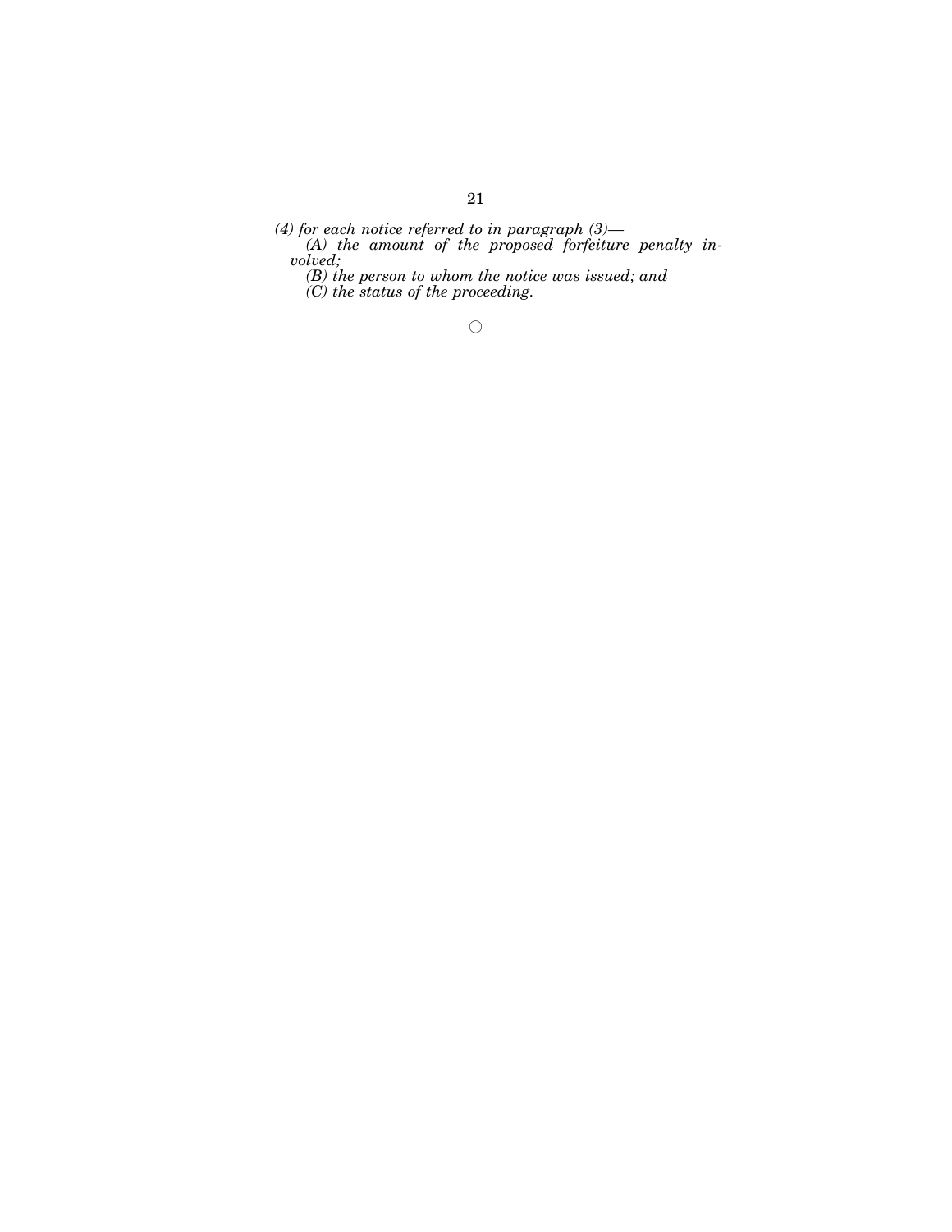*(4) for each notice referred to in paragraph (3)—*

*(A) the amount of the proposed forfeiture penalty involved;*

*(B) the person to whom the notice was issued; and*

*(C) the status of the proceeding.*